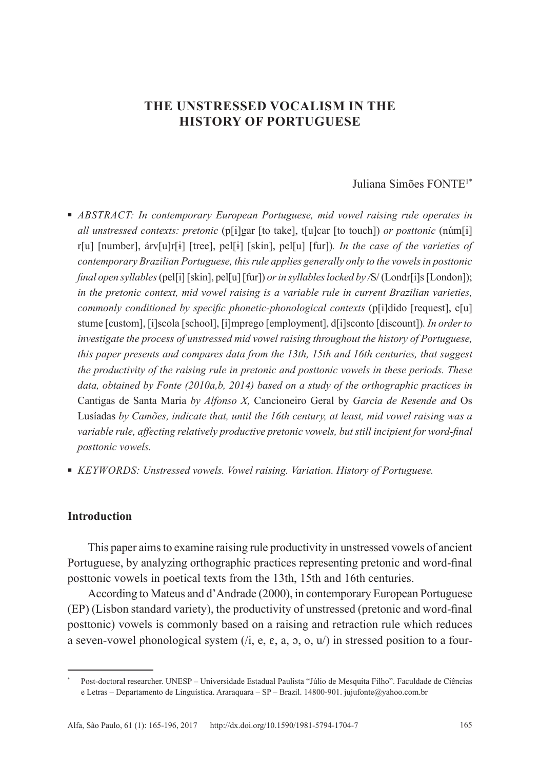# THE UNSTRESSED VOCALISM IN THE HISTORY OF PORTUGUESE

Juliana Simões FONTE[1*]

- *ABSTRACT: In contemporary European Portuguese, mid vowel raising rule operates in all unstressed contexts: pretonic* (p[ɨ]gar [to take], t[u]car [to touch]) *or posttonic* (núm[ɨ]r[u] [number], árv[u]r[ɨ] [tree], pel[ɨ] [skin], pel[u] [fur])*. In the case of the varieties of contemporary Brazilian Portuguese, this rule applies generally only to the vowels in posttonic final open syllables* (pel[i] [skin], pel[u] [fur]) *or in syllables locked by /*S/ (Londr[i]s [London])*; in the pretonic context, mid vowel raising is a variable rule in current Brazilian varieties, commonly conditioned by specific phonetic-phonological contexts* (p[i]dido [request], c[u]stume [custom], [i]scola [school], [i]mprego [employment], d[i]sconto [discount])*. In order to investigate the process of unstressed mid vowel raising throughout the history of Portuguese, this paper presents and compares data from the 13th, 15th and 16th centuries, that suggest the productivity of the raising rule in pretonic and posttonic vowels in these periods. These data, obtained by Fonte (2010a,b, 2014) based on a study of the orthographic practices in* Cantigas de Santa Maria *by Alfonso X,* Cancioneiro Geral by *Garcia de Resende and* Os Lusíadas *by Camões, indicate that, until the 16th century, at least, mid vowel raising was a variable rule, affecting relatively productive pretonic vowels, but still incipient for word-final posttonic vowels.*
- *KEYWORDS: Unstressed vowels. Vowel raising. Variation. History of Portuguese.*

## Introduction

This paper aims to examine raising rule productivity in unstressed vowels of ancient Portuguese, by analyzing orthographic practices representing pretonic and word-final posttonic vowels in poetical texts from the 13th, 15th and 16th centuries.

According to Mateus and d'Andrade (2000), in contemporary European Portuguese (EP) (Lisbon standard variety), the productivity of unstressed (pretonic and word-final posttonic) vowels is commonly based on a raising and retraction rule which reduces a seven-vowel phonological system (/i, e, ɛ, a, ɔ, o, u/) in stressed position to a four-

---

* Post-doctoral researcher. UNESP – Universidade Estadual Paulista "Júlio de Mesquita Filho". Faculdade de Ciências e Letras – Departamento de Linguística. Araraquara – SP – Brazil. 14800-901. jujufonte@yahoo.com.br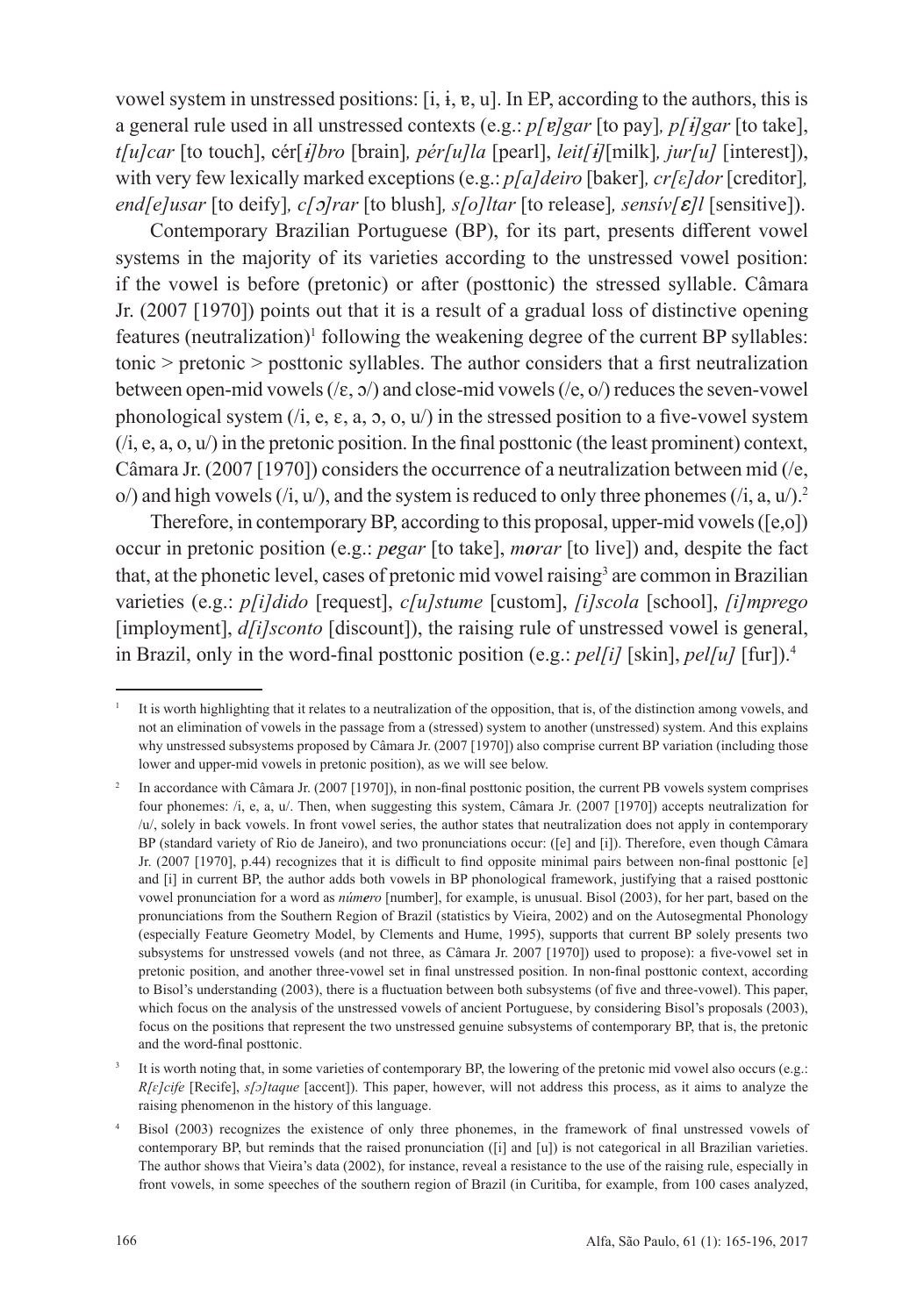vowel system in unstressed positions: [i, ɨ, ɐ, u]. In EP, according to the authors, this is a general rule used in all unstressed contexts (e.g.: *p[ɐ]gar* [to pay]*, p[ɨ]gar* [to take], *t[u]car* [to touch], cér[*ɨ]bro* [brain]*, pér[u]la* [pearl], *leit[ɨ]*[milk]*, jur[u]* [interest]), with very few lexically marked exceptions (e.g.: *p[a]deiro* [baker]*, cr[ɛ]dor* [creditor]*, end[e]usar* [to deify]*, c[ɔ]rar* [to blush]*, s[o]ltar* [to release]*, sensív[ɛ]l* [sensitive]).

Contemporary Brazilian Portuguese (BP), for its part, presents different vowel systems in the majority of its varieties according to the unstressed vowel position: if the vowel is before (pretonic) or after (posttonic) the stressed syllable. Câmara Jr. (2007 [1970]) points out that it is a result of a gradual loss of distinctive opening features (neutralization)[1] following the weakening degree of the current BP syllables: tonic > pretonic > posttonic syllables. The author considers that a first neutralization between open-mid vowels (/ɛ, ɔ/) and close-mid vowels (/e, o/) reduces the seven-vowel phonological system (/i, e, ɛ, a, ɔ, o, u/) in the stressed position to a five-vowel system (/i, e, a, o, u/) in the pretonic position. In the final posttonic (the least prominent) context, Câmara Jr. (2007 [1970]) considers the occurrence of a neutralization between mid (/e, o/) and high vowels (/i, u/), and the system is reduced to only three phonemes (/i, a, u/).[2]

Therefore, in contemporary BP, according to this proposal, upper-mid vowels ([e,o]) occur in pretonic position (e.g.: ***p*e*gar*** [to take], ***m*o*rar*** [to live]) and, despite the fact that, at the phonetic level, cases of pretonic mid vowel raising[3] are common in Brazilian varieties (e.g.: *p[i]dido* [request], *c[u]stume* [custom], *[i]scola* [school], *[i]mprego* [imployment], *d[i]sconto* [discount]), the raising rule of unstressed vowel is general, in Brazil, only in the word-final posttonic position (e.g.: *pel[i]* [skin], *pel[u]* [fur]).[4]

---

[1] It is worth highlighting that it relates to a neutralization of the opposition, that is, of the distinction among vowels, and not an elimination of vowels in the passage from a (stressed) system to another (unstressed) system. And this explains why unstressed subsystems proposed by Câmara Jr. (2007 [1970]) also comprise current BP variation (including those lower and upper-mid vowels in pretonic position), as we will see below.

[2] In accordance with Câmara Jr. (2007 [1970]), in non-final posttonic position, the current PB vowels system comprises four phonemes: /i, e, a, u/. Then, when suggesting this system, Câmara Jr. (2007 [1970]) accepts neutralization for /u/, solely in back vowels. In front vowel series, the author states that neutralization does not apply in contemporary BP (standard variety of Rio de Janeiro), and two pronunciations occur: ([e] and [i]). Therefore, even though Câmara Jr. (2007 [1970], p.44) recognizes that it is difficult to find opposite minimal pairs between non-final posttonic [e] and [i] in current BP, the author adds both vowels in BP phonological framework, justifying that a raised posttonic vowel pronunciation for a word as *núm**e**ro* [number], for example, is unusual. Bisol (2003), for her part, based on the pronunciations from the Southern Region of Brazil (statistics by Vieira, 2002) and on the Autosegmental Phonology (especially Feature Geometry Model, by Clements and Hume, 1995), supports that current BP solely presents two subsystems for unstressed vowels (and not three, as Câmara Jr. 2007 [1970]) used to propose): a five-vowel set in pretonic position, and another three-vowel set in final unstressed position. In non-final posttonic context, according to Bisol's understanding (2003), there is a fluctuation between both subsystems (of five and three-vowel). This paper, which focus on the analysis of the unstressed vowels of ancient Portuguese, by considering Bisol's proposals (2003), focus on the positions that represent the two unstressed genuine subsystems of contemporary BP, that is, the pretonic and the word-final posttonic.

[3] It is worth noting that, in some varieties of contemporary BP, the lowering of the pretonic mid vowel also occurs (e.g.: *R[ɛ]cife* [Recife], *s[ɔ]taque* [accent]). This paper, however, will not address this process, as it aims to analyze the raising phenomenon in the history of this language.

[4] Bisol (2003) recognizes the existence of only three phonemes, in the framework of final unstressed vowels of contemporary BP, but reminds that the raised pronunciation ([i] and [u]) is not categorical in all Brazilian varieties. The author shows that Vieira's data (2002), for instance, reveal a resistance to the use of the raising rule, especially in front vowels, in some speeches of the southern region of Brazil (in Curitiba, for example, from 100 cases analyzed,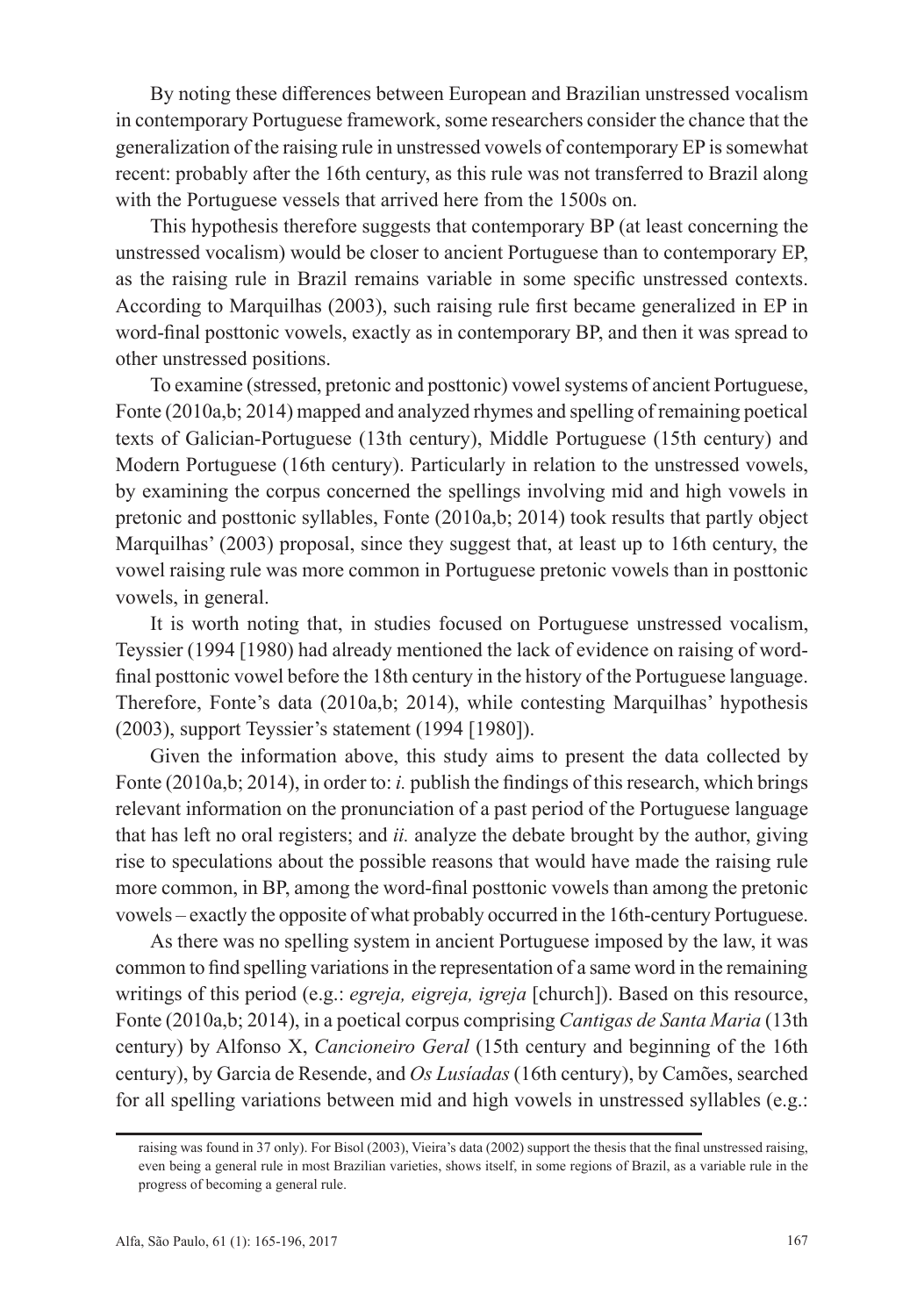By noting these differences between European and Brazilian unstressed vocalism in contemporary Portuguese framework, some researchers consider the chance that the generalization of the raising rule in unstressed vowels of contemporary EP is somewhat recent: probably after the 16th century, as this rule was not transferred to Brazil along with the Portuguese vessels that arrived here from the 1500s on.

This hypothesis therefore suggests that contemporary BP (at least concerning the unstressed vocalism) would be closer to ancient Portuguese than to contemporary EP, as the raising rule in Brazil remains variable in some specific unstressed contexts. According to Marquilhas (2003), such raising rule first became generalized in EP in word-final posttonic vowels, exactly as in contemporary BP, and then it was spread to other unstressed positions.

To examine (stressed, pretonic and posttonic) vowel systems of ancient Portuguese, Fonte (2010a,b; 2014) mapped and analyzed rhymes and spelling of remaining poetical texts of Galician-Portuguese (13th century), Middle Portuguese (15th century) and Modern Portuguese (16th century). Particularly in relation to the unstressed vowels, by examining the corpus concerned the spellings involving mid and high vowels in pretonic and posttonic syllables, Fonte (2010a,b; 2014) took results that partly object Marquilhas' (2003) proposal, since they suggest that, at least up to 16th century, the vowel raising rule was more common in Portuguese pretonic vowels than in posttonic vowels, in general.

It is worth noting that, in studies focused on Portuguese unstressed vocalism, Teyssier (1994 [1980]) had already mentioned the lack of evidence on raising of word-final posttonic vowel before the 18th century in the history of the Portuguese language. Therefore, Fonte's data (2010a,b; 2014), while contesting Marquilhas' hypothesis (2003), support Teyssier's statement (1994 [1980]).

Given the information above, this study aims to present the data collected by Fonte (2010a,b; 2014), in order to: *i.* publish the findings of this research, which brings relevant information on the pronunciation of a past period of the Portuguese language that has left no oral registers; and *ii.* analyze the debate brought by the author, giving rise to speculations about the possible reasons that would have made the raising rule more common, in BP, among the word-final posttonic vowels than among the pretonic vowels – exactly the opposite of what probably occurred in the 16th-century Portuguese.

As there was no spelling system in ancient Portuguese imposed by the law, it was common to find spelling variations in the representation of a same word in the remaining writings of this period (e.g.: *egreja, eigreja, igreja* [church]). Based on this resource, Fonte (2010a,b; 2014), in a poetical corpus comprising *Cantigas de Santa Maria* (13th century) by Alfonso X, *Cancioneiro Geral* (15th century and beginning of the 16th century), by Garcia de Resende, and *Os Lusíadas* (16th century), by Camões, searched for all spelling variations between mid and high vowels in unstressed syllables (e.g.:

---

raising was found in 37 only). For Bisol (2003), Vieira's data (2002) support the thesis that the final unstressed raising, even being a general rule in most Brazilian varieties, shows itself, in some regions of Brazil, as a variable rule in the progress of becoming a general rule.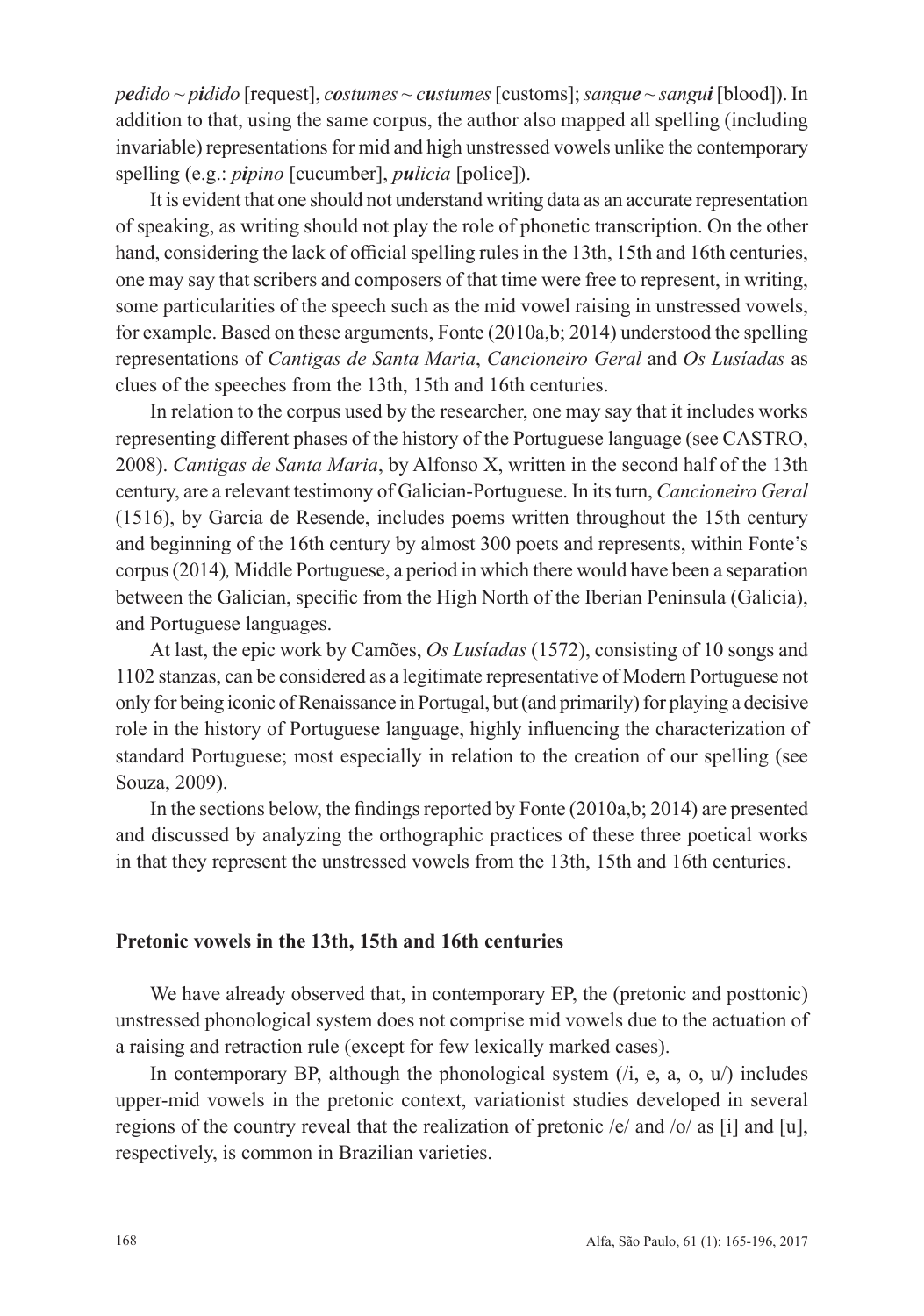*p**e**dido* ~ *p**i**dido* [request], *c**o**stumes* ~ *c**u**stumes* [customs]; *sangu**e*** ~ *sangu**i*** [blood]). In addition to that, using the same corpus, the author also mapped all spelling (including invariable) representations for mid and high unstressed vowels unlike the contemporary spelling (e.g.: *p**i**pino* [cucumber], *p**u**licia* [police]).

It is evident that one should not understand writing data as an accurate representation of speaking, as writing should not play the role of phonetic transcription. On the other hand, considering the lack of official spelling rules in the 13th, 15th and 16th centuries, one may say that scribers and composers of that time were free to represent, in writing, some particularities of the speech such as the mid vowel raising in unstressed vowels, for example. Based on these arguments, Fonte (2010a,b; 2014) understood the spelling representations of *Cantigas de Santa Maria*, *Cancioneiro Geral* and *Os Lusíadas* as clues of the speeches from the 13th, 15th and 16th centuries.

In relation to the corpus used by the researcher, one may say that it includes works representing different phases of the history of the Portuguese language (see CASTRO, 2008). *Cantigas de Santa Maria*, by Alfonso X, written in the second half of the 13th century, are a relevant testimony of Galician-Portuguese. In its turn, *Cancioneiro Geral* (1516), by Garcia de Resende, includes poems written throughout the 15th century and beginning of the 16th century by almost 300 poets and represents, within Fonte's corpus (2014), Middle Portuguese, a period in which there would have been a separation between the Galician, specific from the High North of the Iberian Peninsula (Galicia), and Portuguese languages.

At last, the epic work by Camões, *Os Lusíadas* (1572), consisting of 10 songs and 1102 stanzas, can be considered as a legitimate representative of Modern Portuguese not only for being iconic of Renaissance in Portugal, but (and primarily) for playing a decisive role in the history of Portuguese language, highly influencing the characterization of standard Portuguese; most especially in relation to the creation of our spelling (see Souza, 2009).

In the sections below, the findings reported by Fonte (2010a,b; 2014) are presented and discussed by analyzing the orthographic practices of these three poetical works in that they represent the unstressed vowels from the 13th, 15th and 16th centuries.

## Pretonic vowels in the 13th, 15th and 16th centuries

We have already observed that, in contemporary EP, the (pretonic and posttonic) unstressed phonological system does not comprise mid vowels due to the actuation of a raising and retraction rule (except for few lexically marked cases).

In contemporary BP, although the phonological system (/i, e, a, o, u/) includes upper-mid vowels in the pretonic context, variationist studies developed in several regions of the country reveal that the realization of pretonic /e/ and /o/ as [i] and [u], respectively, is common in Brazilian varieties.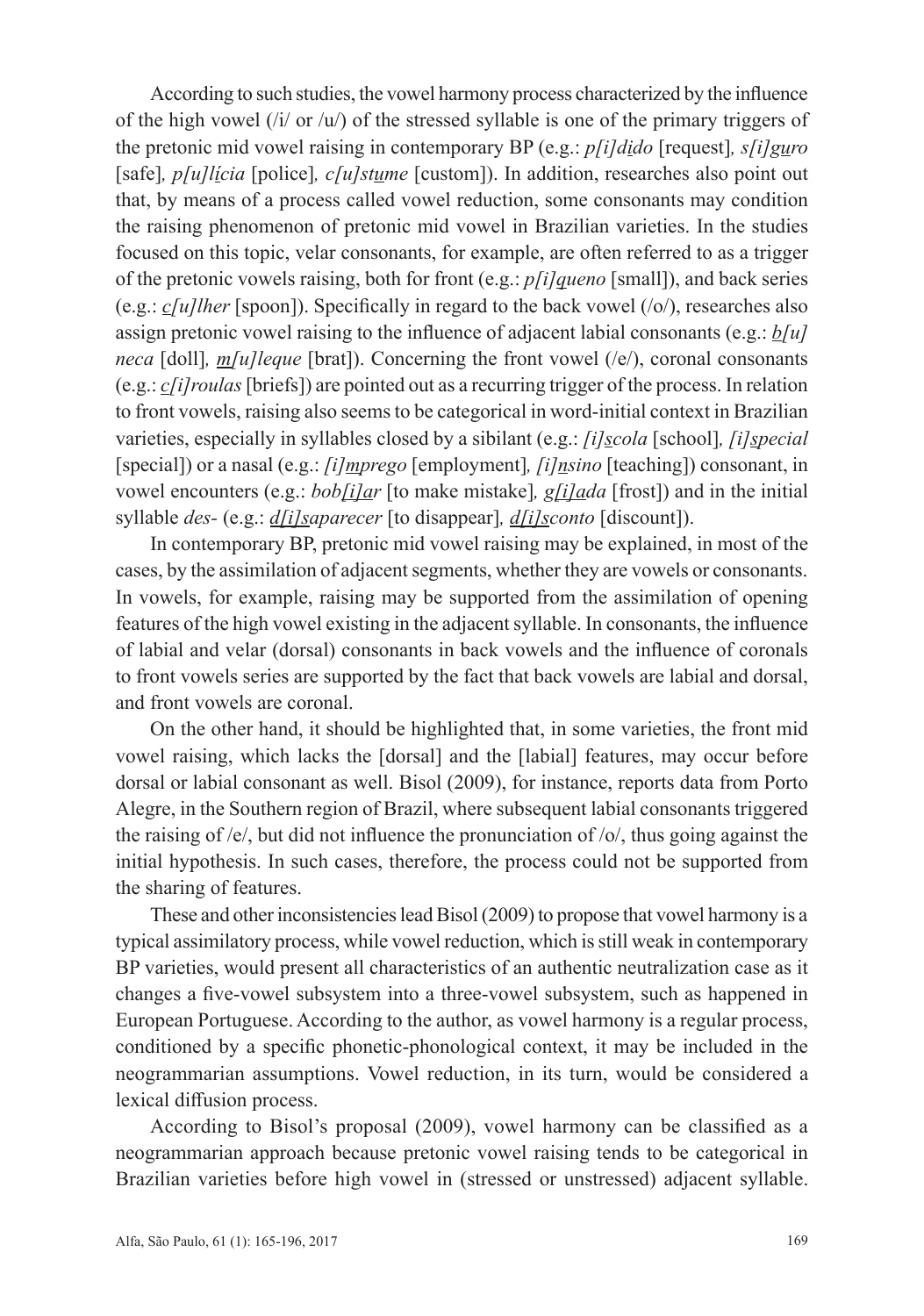According to such studies, the vowel harmony process characterized by the influence of the high vowel (/i/ or /u/) of the stressed syllable is one of the primary triggers of the pretonic mid vowel raising in contemporary BP (e.g.: *p[i]d<u>i</u>do* [request]*, s[i]g<u>u</u>ro* [safe]*, p[u]l<u>í</u>cia* [police]*, c[u]st<u>u</u>me* [custom]). In addition, researches also point out that, by means of a process called vowel reduction, some consonants may condition the raising phenomenon of pretonic mid vowel in Brazilian varieties. In the studies focused on this topic, velar consonants, for example, are often referred to as a trigger of the pretonic vowels raising, both for front (e.g.: *p[i]<u>q</u>ueno* [small]), and back series (e.g.: *<u>c</u>[u]lher* [spoon]). Specifically in regard to the back vowel (/o/), researches also assign pretonic vowel raising to the influence of adjacent labial consonants (e.g.: *<u>b</u>[u]neca* [doll]*, <u>m</u>[u]leque* [brat]). Concerning the front vowel (/e/), coronal consonants (e.g.: *<u>c</u>[i]roulas* [briefs]) are pointed out as a recurring trigger of the process. In relation to front vowels, raising also seems to be categorical in word-initial context in Brazilian varieties, especially in syllables closed by a sibilant (e.g.: *[i]<u>s</u>cola* [school]*, [i]<u>s</u>pecial* [special]) or a nasal (e.g.: *[i]<u>m</u>prego* [employment]*, [i]<u>n</u>sino* [teaching]) consonant, in vowel encounters (e.g.: *bob<u>[i]a</u>r* [to make mistake]*, g<u>[i]a</u>da* [frost]) and in the initial syllable *des-* (e.g.: *<u>d[i]s</u>aparecer* [to disappear]*, <u>d[i]s</u>conto* [discount]).

In contemporary BP, pretonic mid vowel raising may be explained, in most of the cases, by the assimilation of adjacent segments, whether they are vowels or consonants. In vowels, for example, raising may be supported from the assimilation of opening features of the high vowel existing in the adjacent syllable. In consonants, the influence of labial and velar (dorsal) consonants in back vowels and the influence of coronals to front vowels series are supported by the fact that back vowels are labial and dorsal, and front vowels are coronal.

On the other hand, it should be highlighted that, in some varieties, the front mid vowel raising, which lacks the [dorsal] and the [labial] features, may occur before dorsal or labial consonant as well. Bisol (2009), for instance, reports data from Porto Alegre, in the Southern region of Brazil, where subsequent labial consonants triggered the raising of /e/, but did not influence the pronunciation of /o/, thus going against the initial hypothesis. In such cases, therefore, the process could not be supported from the sharing of features.

These and other inconsistencies lead Bisol (2009) to propose that vowel harmony is a typical assimilatory process, while vowel reduction, which is still weak in contemporary BP varieties, would present all characteristics of an authentic neutralization case as it changes a five-vowel subsystem into a three-vowel subsystem, such as happened in European Portuguese. According to the author, as vowel harmony is a regular process, conditioned by a specific phonetic-phonological context, it may be included in the neogrammarian assumptions. Vowel reduction, in its turn, would be considered a lexical diffusion process.

According to Bisol's proposal (2009), vowel harmony can be classified as a neogrammarian approach because pretonic vowel raising tends to be categorical in Brazilian varieties before high vowel in (stressed or unstressed) adjacent syllable.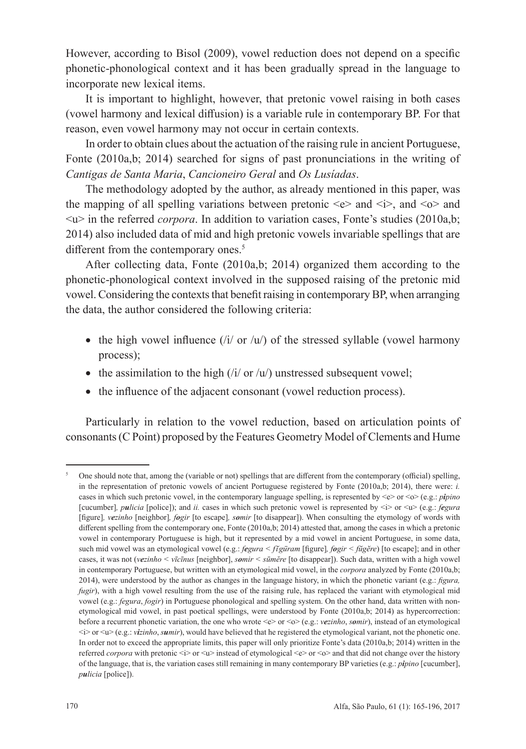However, according to Bisol (2009), vowel reduction does not depend on a specific phonetic-phonological context and it has been gradually spread in the language to incorporate new lexical items.

It is important to highlight, however, that pretonic vowel raising in both cases (vowel harmony and lexical diffusion) is a variable rule in contemporary BP. For that reason, even vowel harmony may not occur in certain contexts.

In order to obtain clues about the actuation of the raising rule in ancient Portuguese, Fonte (2010a,b; 2014) searched for signs of past pronunciations in the writing of *Cantigas de Santa Maria*, *Cancioneiro Geral* and *Os Lusíadas*.

The methodology adopted by the author, as already mentioned in this paper, was the mapping of all spelling variations between pretonic <e> and <i>, and <o> and <u> in the referred *corpora*. In addition to variation cases, Fonte's studies (2010a,b; 2014) also included data of mid and high pretonic vowels invariable spellings that are different from the contemporary ones.[5]

After collecting data, Fonte (2010a,b; 2014) organized them according to the phonetic-phonological context involved in the supposed raising of the pretonic mid vowel. Considering the contexts that benefit raising in contemporary BP, when arranging the data, the author considered the following criteria:

- the high vowel influence (/i/ or /u/) of the stressed syllable (vowel harmony process);
- the assimilation to the high (/i/ or /u/) unstressed subsequent vowel;
- the influence of the adjacent consonant (vowel reduction process).

Particularly in relation to the vowel reduction, based on articulation points of consonants (C Point) proposed by the Features Geometry Model of Clements and Hume

---

[5] One should note that, among the (variable or not) spellings that are different from the contemporary (official) spelling, in the representation of pretonic vowels of ancient Portuguese registered by Fonte (2010a,b; 2014), there were: *i.* cases in which such pretonic vowel, in the contemporary language spelling, is represented by <e> or <o> (e.g.: ***pi**pino* [cucumber]*, **pu**licia* [police]); and *ii.* cases in which such pretonic vowel is represented by <i> or <u> (e.g.: ***fe**gura* [figure]*, **ve**zinho* [neighbor]*, **fo**gir* [to escape]*, **so**mir* [to disappear]). When consulting the etymology of words with different spelling from the contemporary one, Fonte (2010a,b; 2014) attested that, among the cases in which a pretonic vowel in contemporary Portuguese is high, but it represented by a mid vowel in ancient Portuguese, in some data, such mid vowel was an etymological vowel (e.g.: ***fe**gura* < *fĭgūram* [figure]*, **fo**gir* < *fŭgĕre*) [to escape]; and in other cases, it was not (***ve**zinho* < *vīcīnus* [neighbor], ***so**mir* < *sūmĕre* [to disappear]). Such data, written with a high vowel in contemporary Portuguese, but written with an etymological mid vowel, in the *corpora* analyzed by Fonte (2010a,b; 2014), were understood by the author as changes in the language history, in which the phonetic variant (e.g.: *figura, fugir*), with a high vowel resulting from the use of the raising rule, has replaced the variant with etymological mid vowel (e.g.: *fegura*, *fogir*) in Portuguese phonological and spelling system. On the other hand, data written with non-etymological mid vowel, in past poetical spellings, were understood by Fonte (2010a,b; 2014) as hypercorrection: before a recurrent phonetic variation, the one who wrote <e> or <o> (e.g.: ***ve**zinho*, ***so**mir*), instead of an etymological <i> or <u> (e.g.: ***vi**zinho*, ***su**mir*), would have believed that he registered the etymological variant, not the phonetic one. In order not to exceed the appropriate limits, this paper will only prioritize Fonte's data (2010a,b; 2014) written in the referred *corpora* with pretonic <i> or <u> instead of etymological <e> or <o> and that did not change over the history of the language, that is, the variation cases still remaining in many contemporary BP varieties (e.g.: ***pi**pino* [cucumber], ***pu**licia* [police]).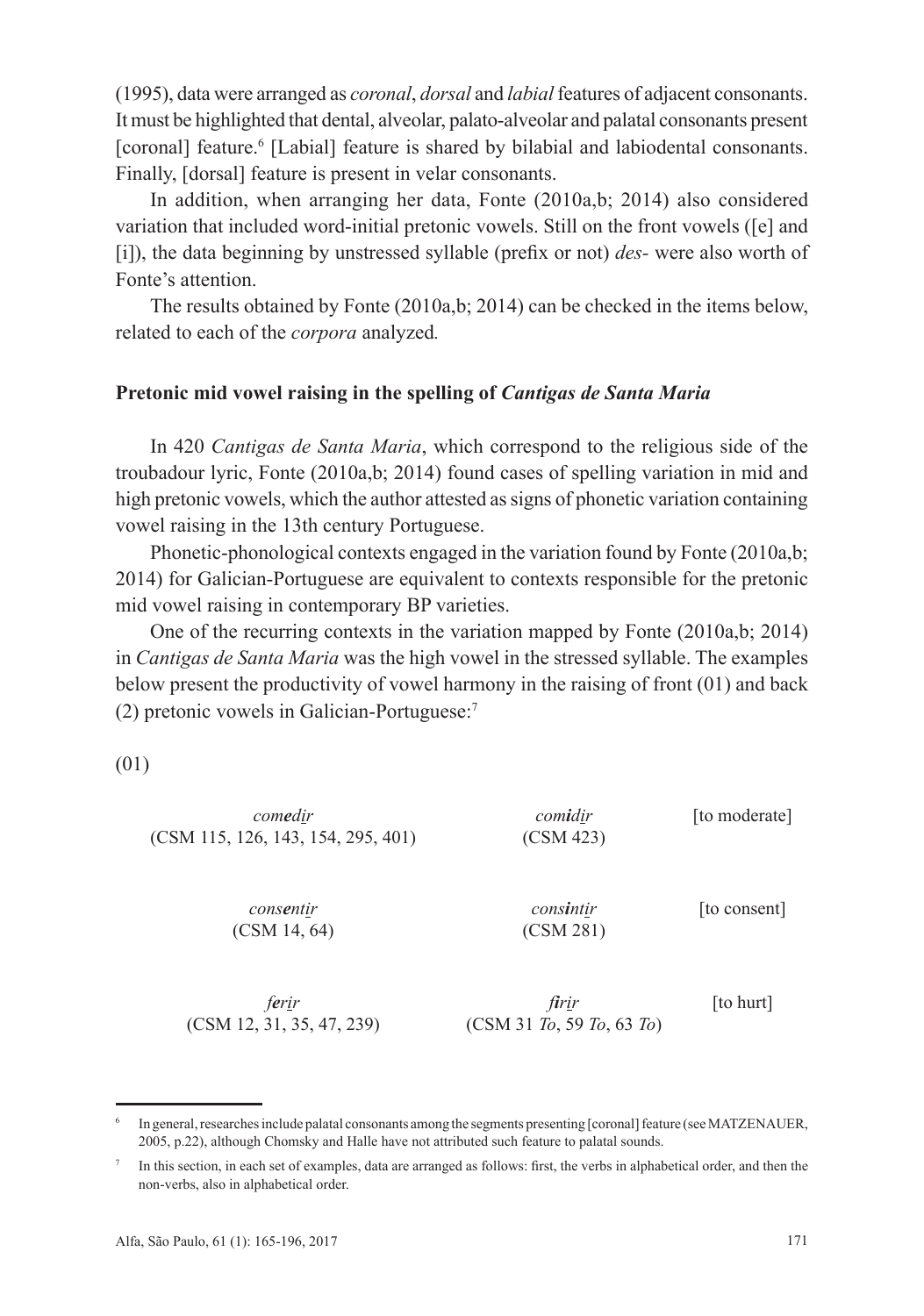(1995), data were arranged as *coronal*, *dorsal* and *labial* features of adjacent consonants. It must be highlighted that dental, alveolar, palato-alveolar and palatal consonants present [coronal] feature.[6] [Labial] feature is shared by bilabial and labiodental consonants. Finally, [dorsal] feature is present in velar consonants.

In addition, when arranging her data, Fonte (2010a,b; 2014) also considered variation that included word-initial pretonic vowels. Still on the front vowels ([e] and [i]), the data beginning by unstressed syllable (prefix or not) *des-* were also worth of Fonte's attention.

The results obtained by Fonte (2010a,b; 2014) can be checked in the items below, related to each of the *corpora* analyzed.

## Pretonic mid vowel raising in the spelling of *Cantigas de Santa Maria*

In 420 *Cantigas de Santa Maria*, which correspond to the religious side of the troubadour lyric, Fonte (2010a,b; 2014) found cases of spelling variation in mid and high pretonic vowels, which the author attested as signs of phonetic variation containing vowel raising in the 13th century Portuguese.

Phonetic-phonological contexts engaged in the variation found by Fonte (2010a,b; 2014) for Galician-Portuguese are equivalent to contexts responsible for the pretonic mid vowel raising in contemporary BP varieties.

One of the recurring contexts in the variation mapped by Fonte (2010a,b; 2014) in *Cantigas de Santa Maria* was the high vowel in the stressed syllable. The examples below present the productivity of vowel harmony in the raising of front (01) and back (2) pretonic vowels in Galician-Portuguese:[7]

(01)

| | | |
|---|---|---|
| *com**e**di̲r* (CSM 115, 126, 143, 154, 295, 401) | *com**i**di̲r* (CSM 423) | [to moderate] |
| *cons**e**nti̲r* (CSM 14, 64) | *cons**i**nti̲r* (CSM 281) | [to consent] |
| *f**e**ri̲r* (CSM 12, 31, 35, 47, 239) | *f**i**ri̲r* (CSM 31 *To*, 59 *To*, 63 *To*) | [to hurt] |

---

[6] In general, researches include palatal consonants among the segments presenting [coronal] feature (see MATZENAUER, 2005, p.22), although Chomsky and Halle have not attributed such feature to palatal sounds.

[7] In this section, in each set of examples, data are arranged as follows: first, the verbs in alphabetical order, and then the non-verbs, also in alphabetical order.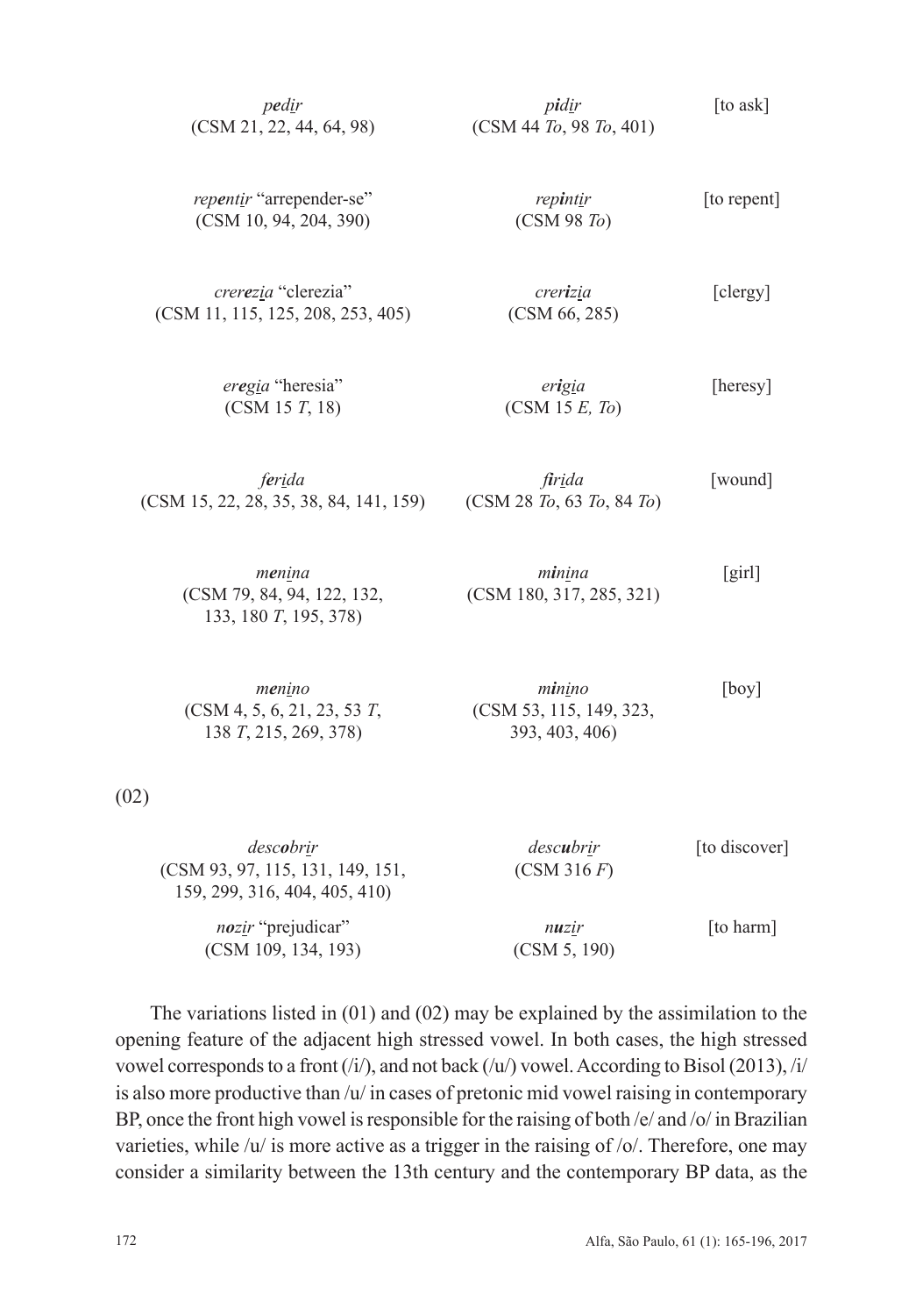| | | |
|---|---|---|
| *p**e**d<u>i</u>r* (CSM 21, 22, 44, 64, 98) | *p**i**d<u>i</u>r* (CSM 44 *To*, 98 *To*, 401) | [to ask] |
| *rep**e**nt<u>i</u>r* "arrepender-se" (CSM 10, 94, 204, 390) | *rep**i**nt<u>i</u>r* (CSM 98 *To*) | [to repent] |
| *crer**e**z<u>i</u>a* "clerezia" (CSM 11, 115, 125, 208, 253, 405) | *crer**i**z<u>i</u>a* (CSM 66, 285) | [clergy] |
| *er**e**g<u>i</u>a* "heresia" (CSM 15 *T*, 18) | *er**i**g<u>i</u>a* (CSM 15 *E, To*) | [heresy] |
| *f**e**r<u>i</u>da* (CSM 15, 22, 28, 35, 38, 84, 141, 159) | *f**i**r<u>i</u>da* (CSM 28 *To*, 63 *To*, 84 *To*) | [wound] |
| *m**e**n<u>i</u>na* (CSM 79, 84, 94, 122, 132, 133, 180 *T*, 195, 378) | *m**i**n<u>i</u>na* (CSM 180, 317, 285, 321) | [girl] |
| *m**e**n<u>i</u>no* (CSM 4, 5, 6, 21, 23, 53 *T*, 138 *T*, 215, 269, 378) | *m**i**n<u>i</u>no* (CSM 53, 115, 149, 323, 393, 403, 406) | [boy] |

(02)

| | | |
|---|---|---|
| *desc**o**br<u>i</u>r* (CSM 93, 97, 115, 131, 149, 151, 159, 299, 316, 404, 405, 410) | *desc**u**br<u>i</u>r* (CSM 316 *F*) | [to discover] |
| *n**o**z<u>i</u>r* "prejudicar" (CSM 109, 134, 193) | *n**u**z<u>i</u>r* (CSM 5, 190) | [to harm] |

The variations listed in (01) and (02) may be explained by the assimilation to the opening feature of the adjacent high stressed vowel. In both cases, the high stressed vowel corresponds to a front (/i/), and not back (/u/) vowel. According to Bisol (2013), /i/ is also more productive than /u/ in cases of pretonic mid vowel raising in contemporary BP, once the front high vowel is responsible for the raising of both /e/ and /o/ in Brazilian varieties, while /u/ is more active as a trigger in the raising of /o/. Therefore, one may consider a similarity between the 13th century and the contemporary BP data, as the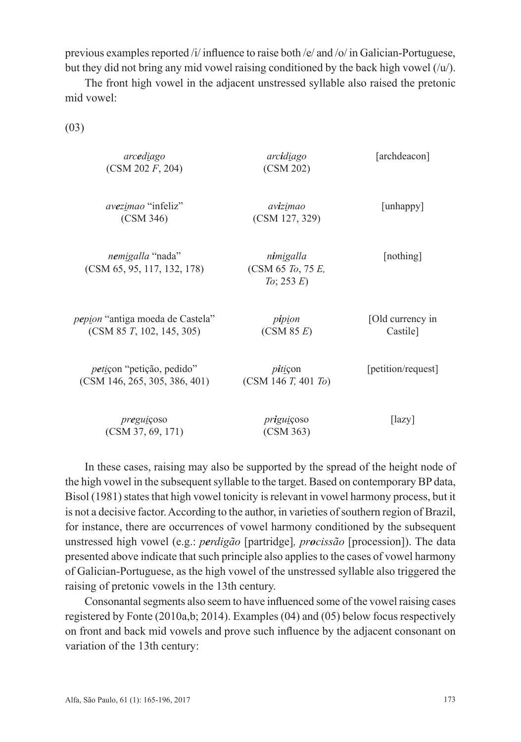previous examples reported /i/ influence to raise both /e/ and /o/ in Galician-Portuguese, but they did not bring any mid vowel raising conditioned by the back high vowel (/u/).

The front high vowel in the adjacent unstressed syllable also raised the pretonic mid vowel:

(03)

| | | |
|---|---|---|
| *arcediago* (CSM 202 *F*, 204) | *arcidiago* (CSM 202) | [archdeacon] |
| *avezimao* "infeliz" (CSM 346) | *avizimao* (CSM 127, 329) | [unhappy] |
| *nemigalla* "nada" (CSM 65, 95, 117, 132, 178) | *nimigalla* (CSM 65 *To*, 75 *E, To*; 253 *E*) | [nothing] |
| *pepion* "antiga moeda de Castela" (CSM 85 *T*, 102, 145, 305) | *pipion* (CSM 85 *E*) | [Old currency in Castile] |
| *peti*çon "petição, pedido" (CSM 146, 265, 305, 386, 401) | *piti*çon (CSM 146 *T,* 401 *To*) | [petition/request] |
| *pregui*çoso (CSM 37, 69, 171) | *prigui*çoso (CSM 363) | [lazy] |

In these cases, raising may also be supported by the spread of the height node of the high vowel in the subsequent syllable to the target. Based on contemporary BP data, Bisol (1981) states that high vowel tonicity is relevant in vowel harmony process, but it is not a decisive factor. According to the author, in varieties of southern region of Brazil, for instance, there are occurrences of vowel harmony conditioned by the subsequent unstressed high vowel (e.g.: *perdigão* [partridge]*, procissão* [procession]). The data presented above indicate that such principle also applies to the cases of vowel harmony of Galician-Portuguese, as the high vowel of the unstressed syllable also triggered the raising of pretonic vowels in the 13th century.

Consonantal segments also seem to have influenced some of the vowel raising cases registered by Fonte (2010a,b; 2014). Examples (04) and (05) below focus respectively on front and back mid vowels and prove such influence by the adjacent consonant on variation of the 13th century: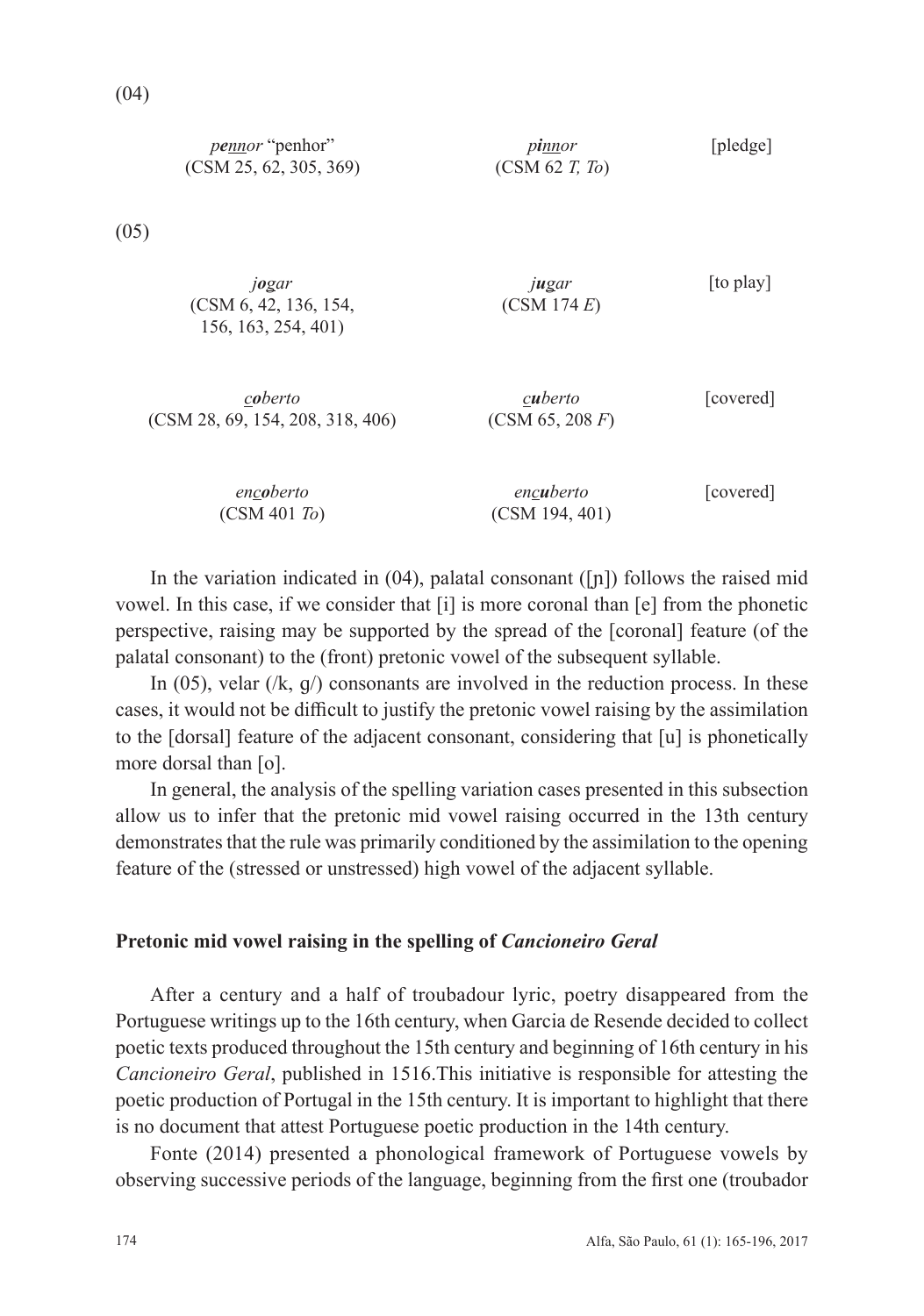(04)

| | | |
|---|---|---|
| *pe<u>nn</u>or* "penhor" (CSM 25, 62, 305, 369) | *pi<u>nn</u>or* (CSM 62 *T, To*) | [pledge] |

(05)

| | | |
|---|---|---|
| *j**o**gar* (CSM 6, 42, 136, 154, 156, 163, 254, 401) | *j**u**gar* (CSM 174 *E*) | [to play] |
| *<u>c</u>**o**berto* (CSM 28, 69, 154, 208, 318, 406) | *<u>c</u>**u**berto* (CSM 65, 208 *F*) | [covered] |
| *en<u>c</u>**o**berto* (CSM 401 *To*) | *en<u>c</u>**u**berto* (CSM 194, 401) | [covered] |

In the variation indicated in (04), palatal consonant ([ɲ]) follows the raised mid vowel. In this case, if we consider that [i] is more coronal than [e] from the phonetic perspective, raising may be supported by the spread of the [coronal] feature (of the palatal consonant) to the (front) pretonic vowel of the subsequent syllable.

In (05), velar (/k, g/) consonants are involved in the reduction process. In these cases, it would not be difficult to justify the pretonic vowel raising by the assimilation to the [dorsal] feature of the adjacent consonant, considering that [u] is phonetically more dorsal than [o].

In general, the analysis of the spelling variation cases presented in this subsection allow us to infer that the pretonic mid vowel raising occurred in the 13th century demonstrates that the rule was primarily conditioned by the assimilation to the opening feature of the (stressed or unstressed) high vowel of the adjacent syllable.

**Pretonic mid vowel raising in the spelling of *Cancioneiro Geral***

After a century and a half of troubadour lyric, poetry disappeared from the Portuguese writings up to the 16th century, when Garcia de Resende decided to collect poetic texts produced throughout the 15th century and beginning of 16th century in his *Cancioneiro Geral*, published in 1516.This initiative is responsible for attesting the poetic production of Portugal in the 15th century. It is important to highlight that there is no document that attest Portuguese poetic production in the 14th century.

Fonte (2014) presented a phonological framework of Portuguese vowels by observing successive periods of the language, beginning from the first one (troubador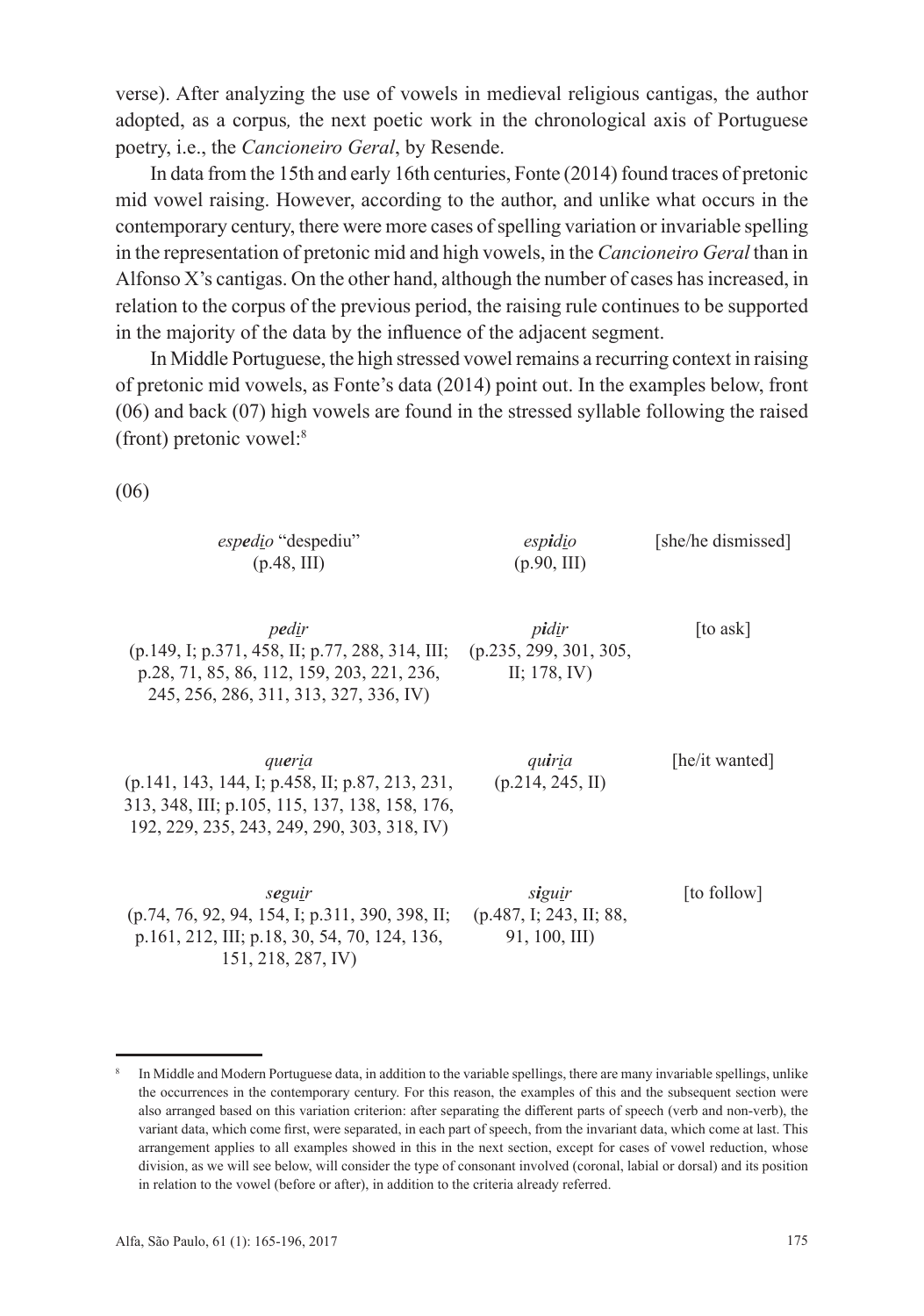verse). After analyzing the use of vowels in medieval religious cantigas, the author adopted, as a corpus, the next poetic work in the chronological axis of Portuguese poetry, i.e., the *Cancioneiro Geral*, by Resende.

In data from the 15th and early 16th centuries, Fonte (2014) found traces of pretonic mid vowel raising. However, according to the author, and unlike what occurs in the contemporary century, there were more cases of spelling variation or invariable spelling in the representation of pretonic mid and high vowels, in the *Cancioneiro Geral* than in Alfonso X's cantigas. On the other hand, although the number of cases has increased, in relation to the corpus of the previous period, the raising rule continues to be supported in the majority of the data by the influence of the adjacent segment.

In Middle Portuguese, the high stressed vowel remains a recurring context in raising of pretonic mid vowels, as Fonte's data (2014) point out. In the examples below, front (06) and back (07) high vowels are found in the stressed syllable following the raised (front) pretonic vowel:[8]

(06)

| | | |
|---|---|---|
| *esp**e**d<u>i</u>o* "despediu" (p.48, III) | *esp**i**d<u>i</u>o* (p.90, III) | [she/he dismissed] |
| *p**e**d<u>i</u>r* (p.149, I; p.371, 458, II; p.77, 288, 314, III; p.28, 71, 85, 86, 112, 159, 203, 221, 236, 245, 256, 286, 311, 313, 327, 336, IV) | *p**i**d<u>i</u>r* (p.235, 299, 301, 305, II; 178, IV) | [to ask] |
| *qu**e**r<u>i</u>a* (p.141, 143, 144, I; p.458, II; p.87, 213, 231, 313, 348, III; p.105, 115, 137, 138, 158, 176, 192, 229, 235, 243, 249, 290, 303, 318, IV) | *qu**i**r<u>i</u>a* (p.214, 245, II) | [he/it wanted] |
| *s**e**gu<u>i</u>r* (p.74, 76, 92, 94, 154, I; p.311, 390, 398, II; p.161, 212, III; p.18, 30, 54, 70, 124, 136, 151, 218, 287, IV) | *s**i**gu<u>i</u>r* (p.487, I; 243, II; 88, 91, 100, III) | [to follow] |

[8] In Middle and Modern Portuguese data, in addition to the variable spellings, there are many invariable spellings, unlike the occurrences in the contemporary century. For this reason, the examples of this and the subsequent section were also arranged based on this variation criterion: after separating the different parts of speech (verb and non-verb), the variant data, which come first, were separated, in each part of speech, from the invariant data, which come at last. This arrangement applies to all examples showed in this in the next section, except for cases of vowel reduction, whose division, as we will see below, will consider the type of consonant involved (coronal, labial or dorsal) and its position in relation to the vowel (before or after), in addition to the criteria already referred.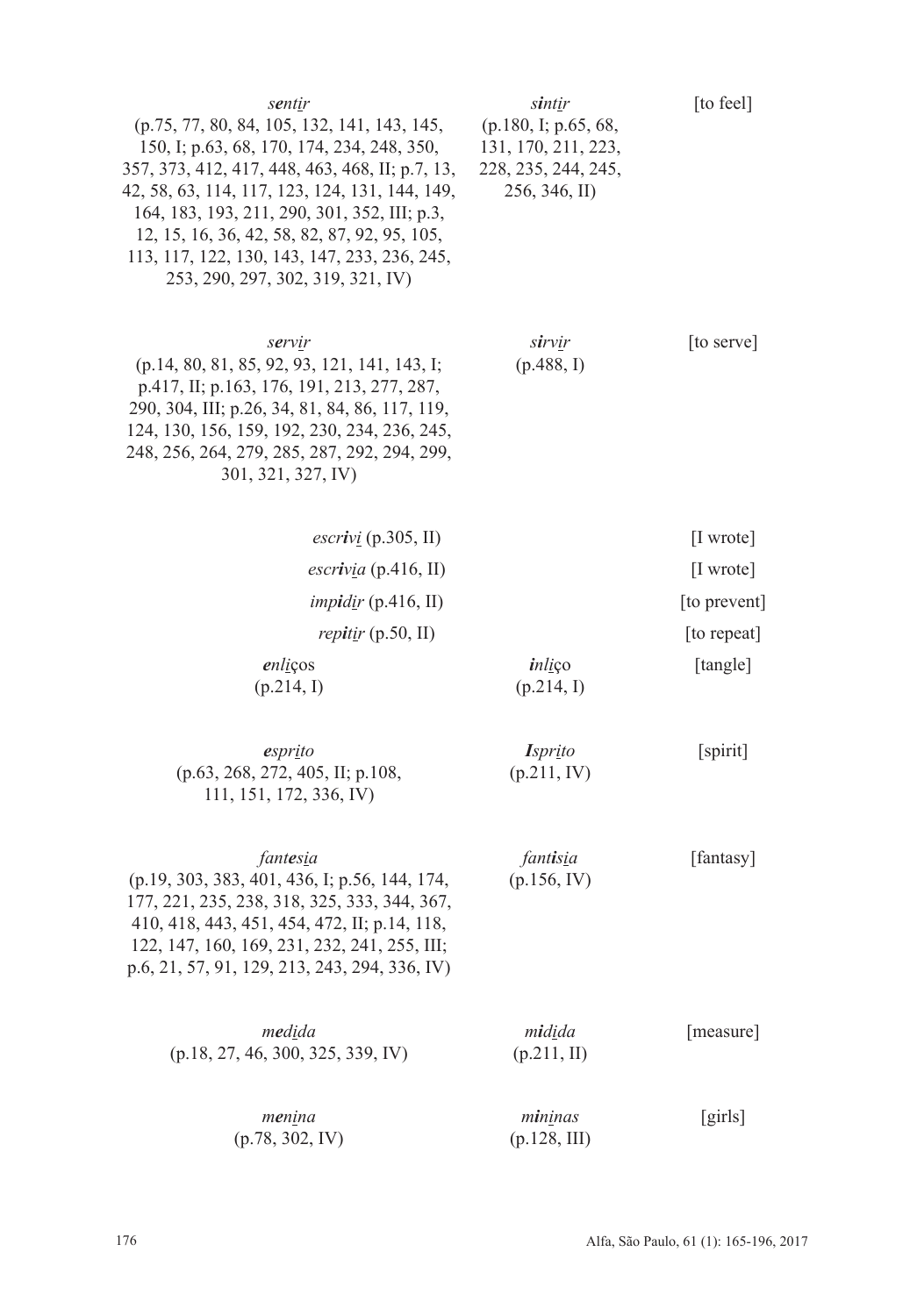| | | |
|---|---|---|
| *s**e**ntir* (p.75, 77, 80, 84, 105, 132, 141, 143, 145, 150, I; p.63, 68, 170, 174, 234, 248, 350, 357, 373, 412, 417, 448, 463, 468, II; p.7, 13, 42, 58, 63, 114, 117, 123, 124, 131, 144, 149, 164, 183, 193, 211, 290, 301, 352, III; p.3, 12, 15, 16, 36, 42, 58, 82, 87, 92, 95, 105, 113, 117, 122, 130, 143, 147, 233, 236, 245, 253, 290, 297, 302, 319, 321, IV) | *s**i**ntir* (p.180, I; p.65, 68, 131, 170, 211, 223, 228, 235, 244, 245, 256, 346, II) | [to feel] |
| *s**e**rvir* (p.14, 80, 81, 85, 92, 93, 121, 141, 143, I; p.417, II; p.163, 176, 191, 213, 277, 287, 290, 304, III; p.26, 34, 81, 84, 86, 117, 119, 124, 130, 156, 159, 192, 230, 234, 236, 245, 248, 256, 264, 279, 285, 287, 292, 294, 299, 301, 321, 327, IV) | *s**i**rvir* (p.488, I) | [to serve] |
| *escr**iv**i* (p.305, II) | | [I wrote] |
| *escr**iv**ia* (p.416, II) | | [I wrote] |
| *imp**i**dir* (p.416, II) | | [to prevent] |
| *rep**i**tir* (p.50, II) | | [to repeat] |
| ***e**nliços* (p.214, I) | ***i**nliço* (p.214, I) | [tangle] |
| ***e**sprito* (p.63, 268, 272, 405, II; p.108, 111, 151, 172, 336, IV) | ***I**sprito* (p.211, IV) | [spirit] |
| *fant**e**sia* (p.19, 303, 383, 401, 436, I; p.56, 144, 174, 177, 221, 235, 238, 318, 325, 333, 344, 367, 410, 418, 443, 451, 454, 472, II; p.14, 118, 122, 147, 160, 169, 231, 232, 241, 255, III; p.6, 21, 57, 91, 129, 213, 243, 294, 336, IV) | *fant**i**sia* (p.156, IV) | [fantasy] |
| *m**e**dida* (p.18, 27, 46, 300, 325, 339, IV) | *m**i**dida* (p.211, II) | [measure] |
| *m**e**nina* (p.78, 302, IV) | *m**i**ninas* (p.128, III) | [girls] |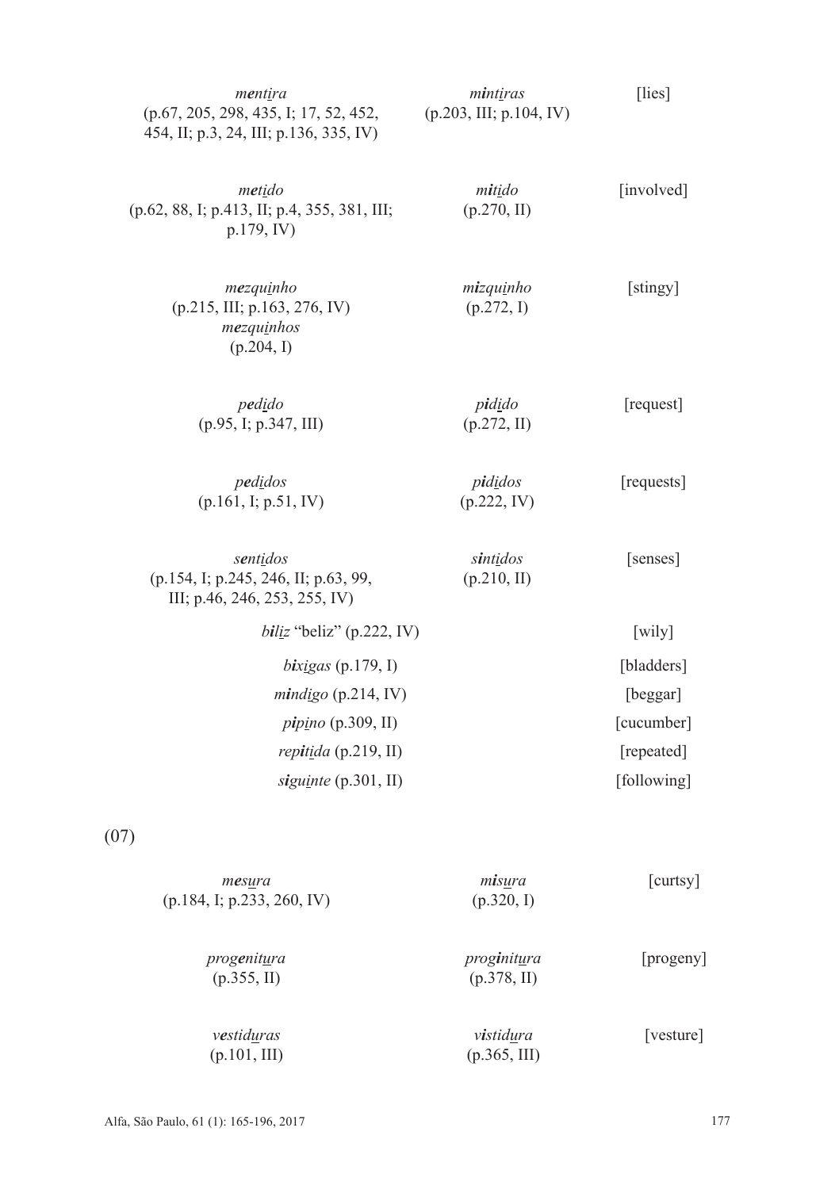| | | |
|---|---|---|
| *m**e**nt<u>i</u>ra* (p.67, 205, 298, 435, I; 17, 52, 452, 454, II; p.3, 24, III; p.136, 335, IV) | *m**i**nt<u>i</u>ras* (p.203, III; p.104, IV) | [lies] |
| *m**e**t<u>i</u>do* (p.62, 88, I; p.413, II; p.4, 355, 381, III; p.179, IV) | *m**i**t<u>i</u>do* (p.270, II) | [involved] |
| *m**e**zqu<u>i</u>nho* (p.215, III; p.163, 276, IV) *m**e**zqu<u>i</u>nhos* (p.204, I) | *m**i**zqu<u>i</u>nho* (p.272, I) | [stingy] |
| *p**e**d<u>i</u>do* (p.95, I; p.347, III) | *p**i**d<u>i</u>do* (p.272, II) | [request] |
| *p**e**d<u>i</u>dos* (p.161, I; p.51, IV) | *p**i**d<u>i</u>dos* (p.222, IV) | [requests] |
| *s**e**nt<u>i</u>dos* (p.154, I; p.245, 246, II; p.63, 99, III; p.46, 246, 253, 255, IV) | *s**i**nt<u>i</u>dos* (p.210, II) | [senses] |
| *b**i**l<u>i</u>z* "beliz" (p.222, IV) | | [wily] |
| *b**i**x<u>i</u>gas* (p.179, I) | | [bladders] |
| *m**i**nd<u>i</u>go* (p.214, IV) | | [beggar] |
| *p**i**p<u>i</u>no* (p.309, II) | | [cucumber] |
| *rep**i**t<u>i</u>da* (p.219, II) | | [repeated] |
| *s**i**gu<u>i</u>nte* (p.301, II) | | [following] |

(07)

| | | |
|---|---|---|
| *m**e**s<u>u</u>ra* (p.184, I; p.233, 260, IV) | *m**i**s<u>u</u>ra* (p.320, I) | [curtsy] |
| *prog**e**nit<u>u</u>ra* (p.355, II) | *prog**i**nit<u>u</u>ra* (p.378, II) | [progeny] |
| *v**e**stid<u>u</u>ras* (p.101, III) | *v**i**stid<u>u</u>ra* (p.365, III) | [vesture] |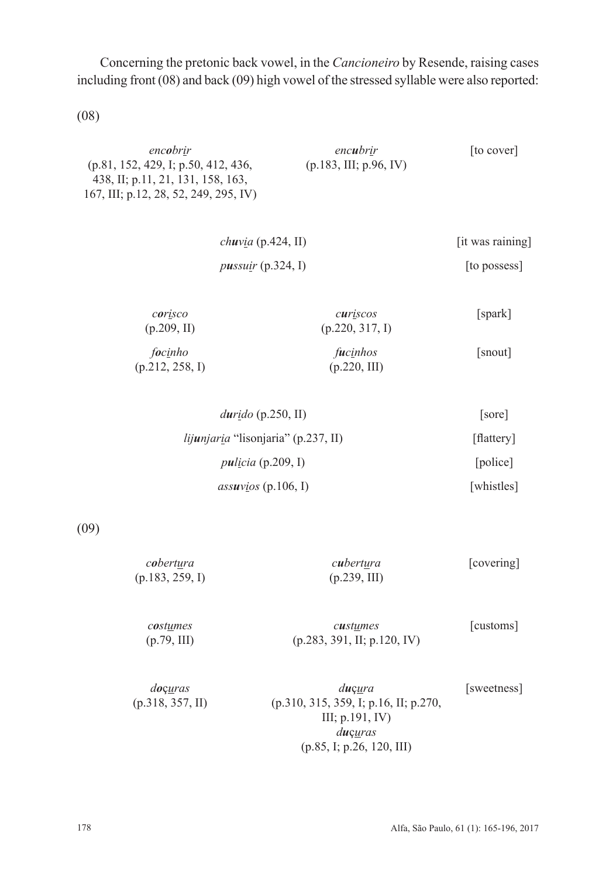Concerning the pretonic back vowel, in the *Cancioneiro* by Resende, raising cases including front (08) and back (09) high vowel of the stressed syllable were also reported:

(08)

| | | |
|---|---|---|
| *enc**o**br<u>i</u>r* (p.81, 152, 429, I; p.50, 412, 436, 438, II; p.11, 21, 131, 158, 163, 167, III; p.12, 28, 52, 249, 295, IV) | *enc**u**br<u>i</u>r* (p.183, III; p.96, IV) | [to cover] |
| | *ch**u**v<u>i</u>a* (p.424, II) | [it was raining] |
| | *p**u**ssu<u>i</u>r* (p.324, I) | [to possess] |
| *c**o**r<u>i</u>sco* (p.209, II) | *c**u**r<u>i</u>scos* (p.220, 317, I) | [spark] |
| *f**o**c<u>i</u>nho* (p.212, 258, I) | *f**u**c<u>i</u>nhos* (p.220, III) | [snout] |
| | *d**u**r<u>i</u>do* (p.250, II) | [sore] |
| | *lij**u**njar<u>i</u>a* "lisonjaria" (p.237, II) | [flattery] |
| | *p**u**l<u>i</u>cia* (p.209, I) | [police] |
| | *ass**u**v<u>i</u>os* (p.106, I) | [whistles] |

(09)

| | | |
|---|---|---|
| *c**o**bert<u>u</u>ra* (p.183, 259, I) | *c**u**bert<u>u</u>ra* (p.239, III) | [covering] |
| *c**o**st<u>u</u>mes* (p.79, III) | *c**u**st<u>u</u>mes* (p.283, 391, II; p.120, IV) | [customs] |
| *d**o**ç<u>u</u>ras* (p.318, 357, II) | *d**u**ç<u>u</u>ra* (p.310, 315, 359, I; p.16, II; p.270, III; p.191, IV) *d**u**ç<u>u</u>ras* (p.85, I; p.26, 120, III) | [sweetness] |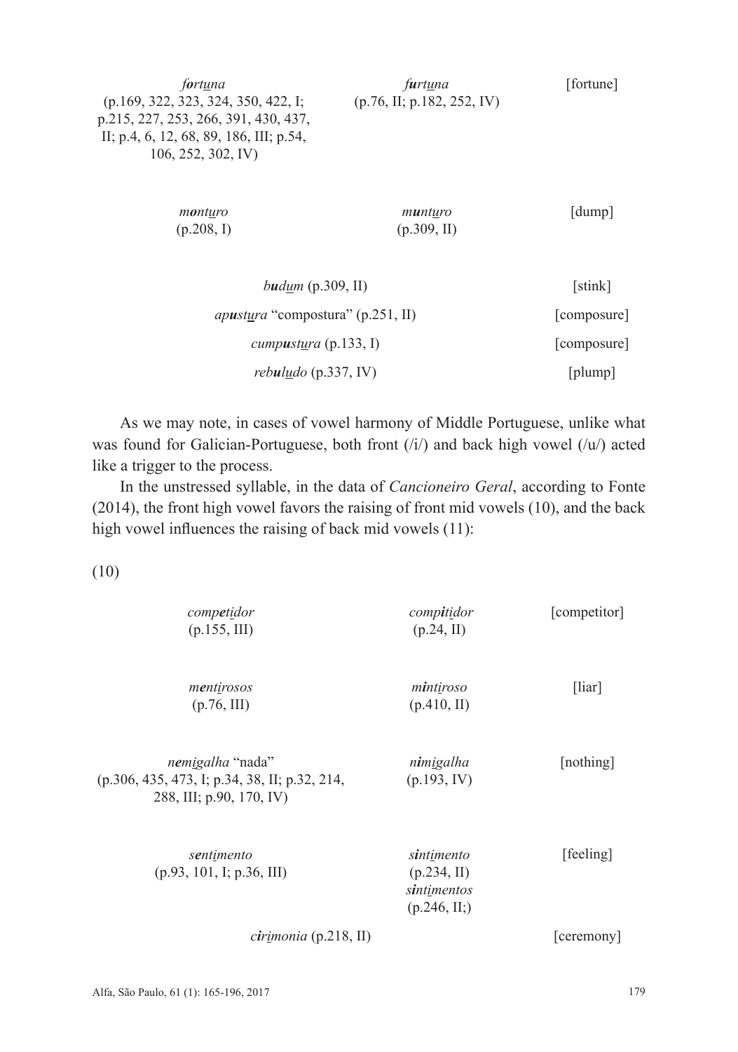| | | |
|---|---|---|
| *fortuna* (p.169, 322, 323, 324, 350, 422, I; p.215, 227, 253, 266, 391, 430, 437, II; p.4, 6, 12, 68, 89, 186, III; p.54, 106, 252, 302, IV) | *furtuna* (p.76, II; p.182, 252, IV) | [fortune] |
| *monturo* (p.208, I) | *munturo* (p.309, II) | [dump] |
| *budum* (p.309, II) | | [stink] |
| *apustura* "compostura" (p.251, II) | | [composure] |
| *cumpustura* (p.133, I) | | [composure] |
| *rebuludo* (p.337, IV) | | [plump] |

As we may note, in cases of vowel harmony of Middle Portuguese, unlike what was found for Galician-Portuguese, both front (/i/) and back high vowel (/u/) acted like a trigger to the process.

In the unstressed syllable, in the data of *Cancioneiro Geral*, according to Fonte (2014), the front high vowel favors the raising of front mid vowels (10), and the back high vowel influences the raising of back mid vowels (11):

(10)

| | | |
|---|---|---|
| *competidor* (p.155, III) | *compitidor* (p.24, II) | [competitor] |
| *mentirosos* (p.76, III) | *mintiroso* (p.410, II) | [liar] |
| *nemigalha* "nada" (p.306, 435, 473, I; p.34, 38, II; p.32, 214, 288, III; p.90, 170, IV) | *nimigalha* (p.193, IV) | [nothing] |
| *sentimento* (p.93, 101, I; p.36, III) | *sintimento* (p.234, II) *sintimentos* (p.246, II;) | [feeling] |
| *cirimonia* (p.218, II) | | [ceremony] |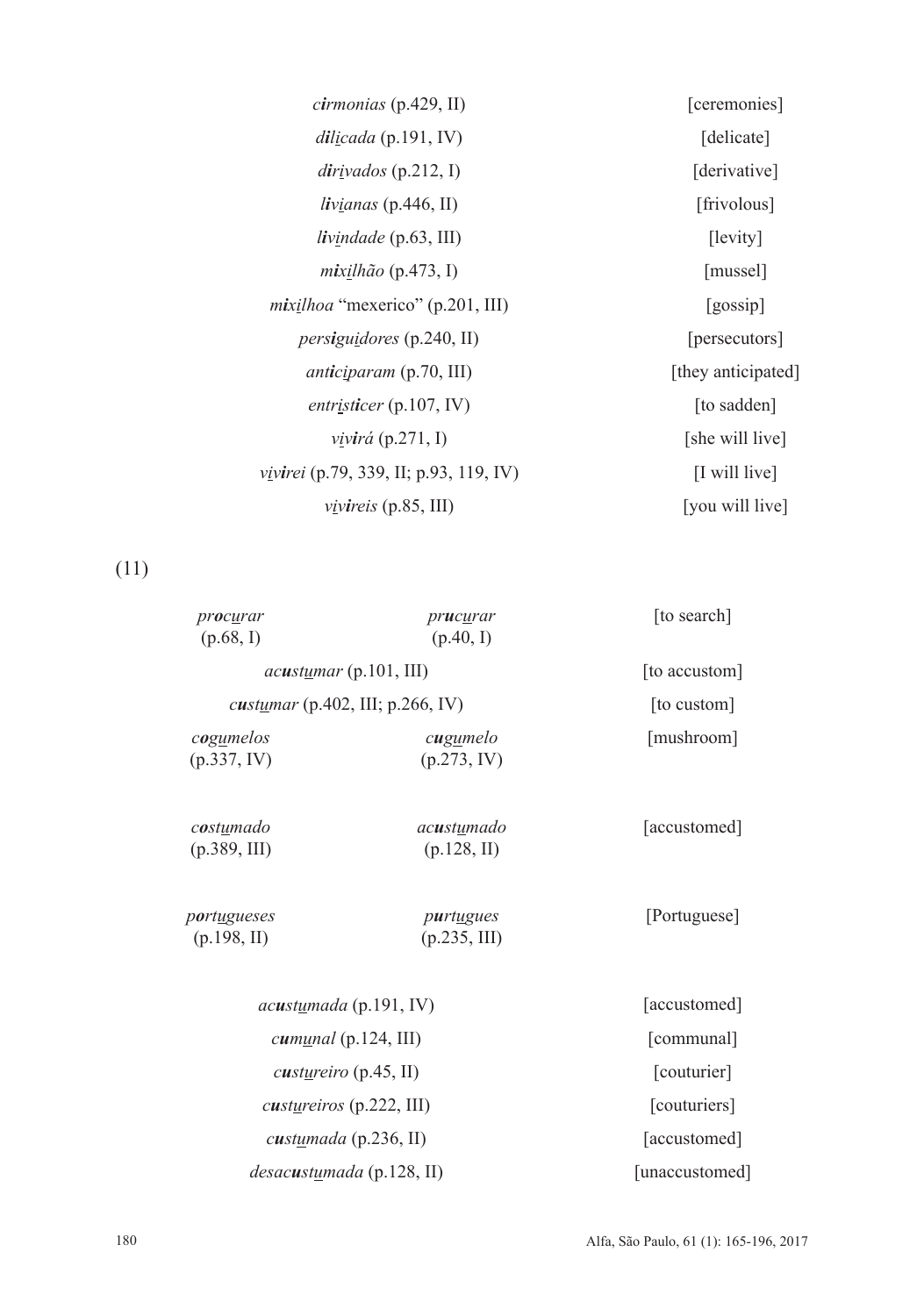| | |
|---|---|
| *c**i**rmonias* (p.429, II) | [ceremonies] |
| *d**i**l<u>i</u>cada* (p.191, IV) | [delicate] |
| *d**i**r<u>i</u>vados* (p.212, I) | [derivative] |
| *l**i**v<u>i</u>anas* (p.446, II) | [frivolous] |
| *l**i**v<u>i</u>ndade* (p.63, III) | [levity] |
| *m**i**x<u>i</u>lhão* (p.473, I) | [mussel] |
| *m**i**x<u>i</u>lhoa* “mexerico” (p.201, III) | [gossip] |
| *pers**i**gu<u>i</u>dores* (p.240, II) | [persecutors] |
| *ant**i**c<u>i</u>param* (p.70, III) | [they anticipated] |
| *entr<u>i</u>st**i**cer* (p.107, IV) | [to sadden] |
| *v<u>i</u>v**i**rá* (p.271, I) | [she will live] |
| *v<u>i</u>v**i**rei* (p.79, 339, II; p.93, 119, IV) | [I will live] |
| *v<u>i</u>v**i**reis* (p.85, III) | [you will live] |

(11)

| | | |
|---|---|---|
| *pr**o**c<u>u</u>rar* (p.68, I) | *pr**u**c<u>u</u>rar* (p.40, I) | [to search] |
| *ac**u**st<u>u</u>mar* (p.101, III) | | [to accustom] |
| *c**u**st<u>u</u>mar* (p.402, III; p.266, IV) | | [to custom] |
| *c**o**g<u>u</u>melos* (p.337, IV) | *c**u**g<u>u</u>melo* (p.273, IV) | [mushroom] |
| *c**o**st<u>u</u>mado* (p.389, III) | *ac**u**st<u>u</u>mado* (p.128, II) | [accustomed] |
| *p**o**rt<u>u</u>gueses* (p.198, II) | *p**u**rt<u>u</u>gues* (p.235, III) | [Portuguese] |
| *ac**u**st<u>u</u>mada* (p.191, IV) | | [accustomed] |
| *c**u**m<u>u</u>nal* (p.124, III) | | [communal] |
| *c**u**st<u>u</u>reiro* (p.45, II) | | [couturier] |
| *c**u**st<u>u</u>reiros* (p.222, III) | | [couturiers] |
| *c**u**st<u>u</u>mada* (p.236, II) | | [accustomed] |
| *desac**u**st<u>u</u>mada* (p.128, II) | | [unaccustomed] |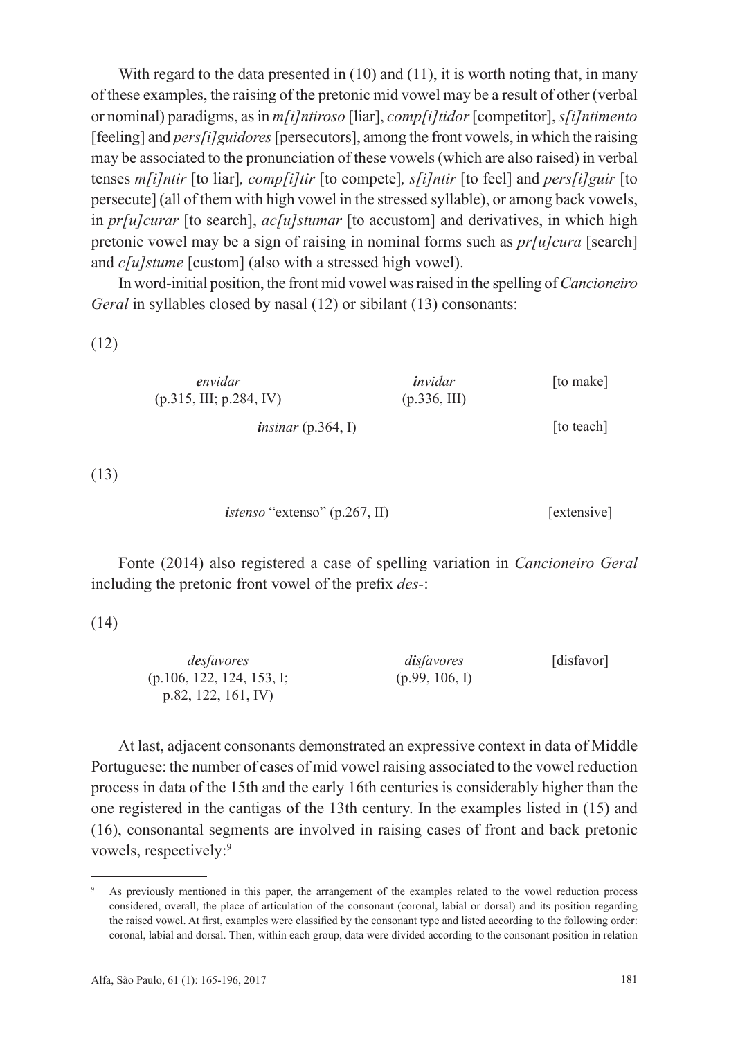With regard to the data presented in (10) and (11), it is worth noting that, in many of these examples, the raising of the pretonic mid vowel may be a result of other (verbal or nominal) paradigms, as in *m[i]ntiroso* [liar], *comp[i]tidor* [competitor], *s[i]ntimento* [feeling] and *pers[i]guidores* [persecutors], among the front vowels, in which the raising may be associated to the pronunciation of these vowels (which are also raised) in verbal tenses *m[i]ntir* [to liar]*, comp[i]tir* [to compete]*, s[i]ntir* [to feel] and *pers[i]guir* [to persecute] (all of them with high vowel in the stressed syllable), or among back vowels, in *pr[u]curar* [to search], *ac[u]stumar* [to accustom] and derivatives, in which high pretonic vowel may be a sign of raising in nominal forms such as *pr[u]cura* [search] and *c[u]stume* [custom] (also with a stressed high vowel).

In word-initial position, the front mid vowel was raised in the spelling of *Cancioneiro Geral* in syllables closed by nasal (12) or sibilant (13) consonants:

(12)

| | | |
|---|---|---|
| ***e****nvidar* (p.315, III; p.284, IV) | ***i****nvidar* (p.336, III) | [to make] |
| ***i****nsinar* (p.364, I) | | [to teach] |

(13)

***i****stenso* "extenso" (p.267, II) [extensive]

Fonte (2014) also registered a case of spelling variation in *Cancioneiro Geral* including the pretonic front vowel of the prefix *des-*:

(14)

| | | |
|---|---|---|
| *d****e****sfavores* (p.106, 122, 124, 153, I; p.82, 122, 161, IV) | *d****i****sfavores* (p.99, 106, I) | [disfavor] |

At last, adjacent consonants demonstrated an expressive context in data of Middle Portuguese: the number of cases of mid vowel raising associated to the vowel reduction process in data of the 15th and the early 16th centuries is considerably higher than the one registered in the cantigas of the 13th century. In the examples listed in (15) and (16), consonantal segments are involved in raising cases of front and back pretonic vowels, respectively:[9]

[9] As previously mentioned in this paper, the arrangement of the examples related to the vowel reduction process considered, overall, the place of articulation of the consonant (coronal, labial or dorsal) and its position regarding the raised vowel. At first, examples were classified by the consonant type and listed according to the following order: coronal, labial and dorsal. Then, within each group, data were divided according to the consonant position in relation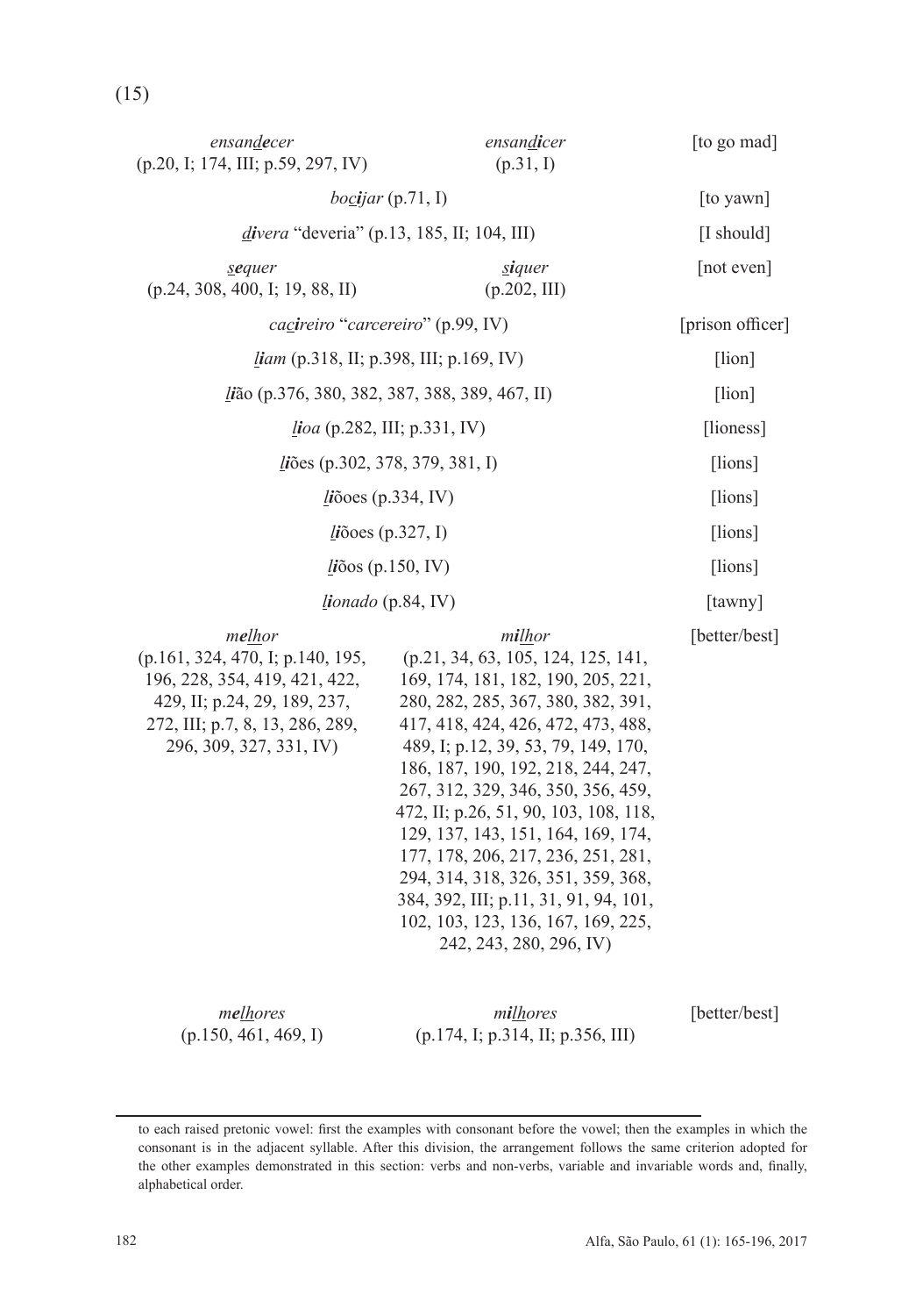(15)

| | | |
|---|---|---|
| *ensan**d**ecer* (p.20, I; 174, III; p.59, 297, IV) | *ensan**di**cer* (p.31, I) | [to go mad] |
| *bo**ci**jar* (p.71, I) | | [to yawn] |
| ***di**vera* "deveria" (p.13, 185, II; 104, III) | | [I should] |
| ***se**quer* (p.24, 308, 400, I; 19, 88, II) | ***si**quer* (p.202, III) | [not even] |
| *ca**ci**reiro* "*carcereiro*" (p.99, IV) | | [prison officer] |
| ***li**am* (p.318, II; p.398, III; p.169, IV) | | [lion] |
| ***li**ão* (p.376, 380, 382, 387, 388, 389, 467, II) | | [lion] |
| ***li**oa* (p.282, III; p.331, IV) | | [lioness] |
| ***li**ões* (p.302, 378, 379, 381, I) | | [lions] |
| ***li**õoes* (p.334, IV) | | [lions] |
| ***li**õoes* (p.327, I) | | [lions] |
| ***li**õos* (p.150, IV) | | [lions] |
| ***li**onado* (p.84, IV) | | [tawny] |
| *m**elh**or* (p.161, 324, 470, I; p.140, 195, 196, 228, 354, 419, 421, 422, 429, II; p.24, 29, 189, 237, 272, III; p.7, 8, 13, 286, 289, 296, 309, 327, 331, IV) | *m**ilh**or* (p.21, 34, 63, 105, 124, 125, 141, 169, 174, 181, 182, 190, 205, 221, 280, 282, 285, 367, 380, 382, 391, 417, 418, 424, 426, 472, 473, 488, 489, I; p.12, 39, 53, 79, 149, 170, 186, 187, 190, 192, 218, 244, 247, 267, 312, 329, 346, 350, 356, 459, 472, II; p.26, 51, 90, 103, 108, 118, 129, 137, 143, 151, 164, 169, 174, 177, 178, 206, 217, 236, 251, 281, 294, 314, 318, 326, 351, 359, 368, 384, 392, III; p.11, 31, 91, 94, 101, 102, 103, 123, 136, 167, 169, 225, 242, 243, 280, 296, IV) | [better/best] |
| *m**elh**ores* (p.150, 461, 469, I) | *m**ilh**ores* (p.174, I; p.314, II; p.356, III) | [better/best] |

to each raised pretonic vowel: first the examples with consonant before the vowel; then the examples in which the consonant is in the adjacent syllable. After this division, the arrangement follows the same criterion adopted for the other examples demonstrated in this section: verbs and non-verbs, variable and invariable words and, finally, alphabetical order.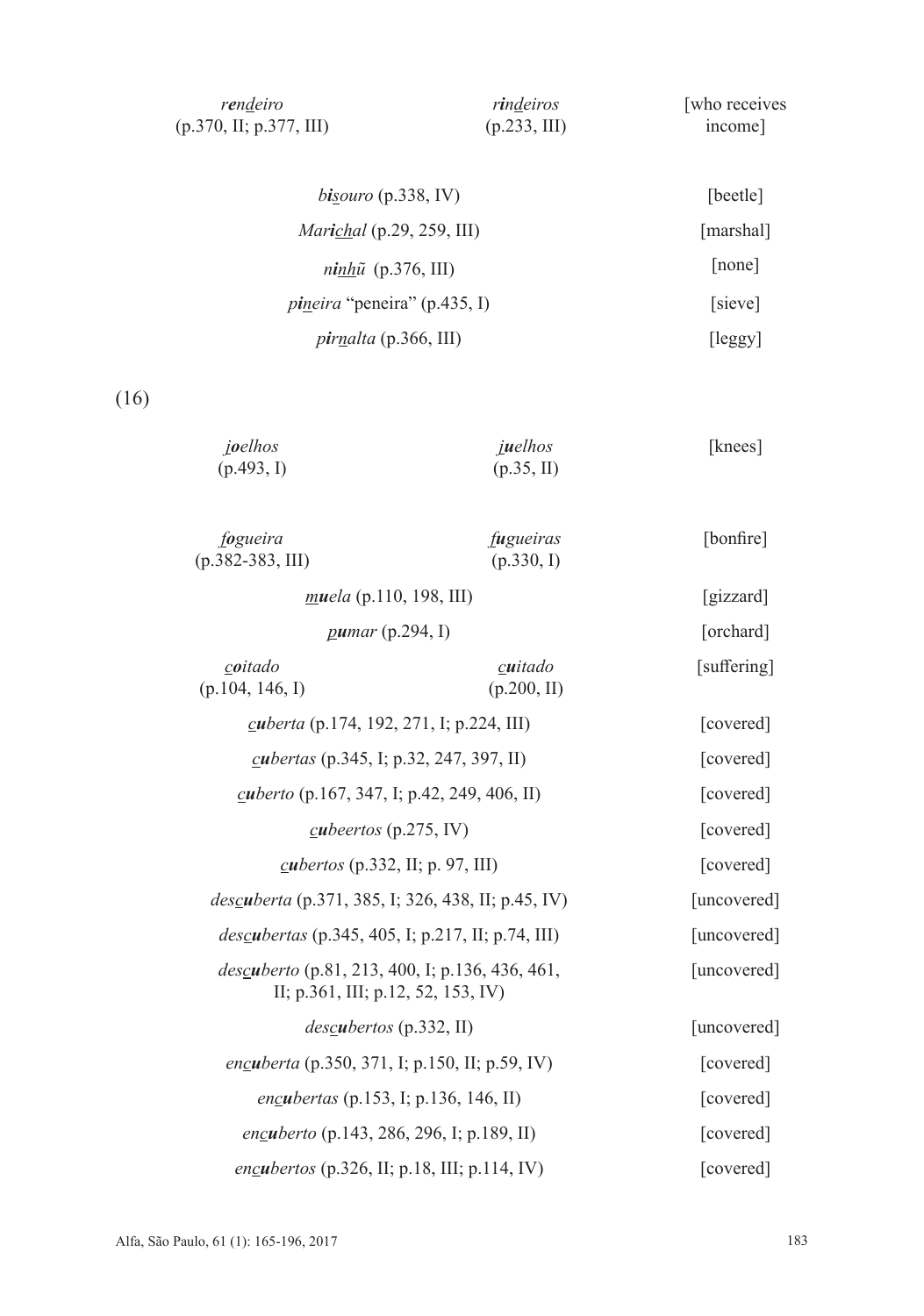| | | |
|---|---|---|
| *r**e**n<u>d</u>eiro* (p.370, II; p.377, III) | *r**i**n<u>d</u>eiros* (p.233, III) | [who receives income] |
| *b**i**<u>s</u>ouro* (p.338, IV) | | [beetle] |
| *Mar**i**<u>ch</u>al* (p.29, 259, III) | | [marshal] |
| *n**i**<u>nh</u>ũ* (p.376, III) | | [none] |
| *p**i**<u>n</u>eira* "peneira" (p.435, I) | | [sieve] |
| *p**i**r<u>n</u>alta* (p.366, III) | | [leggy] |

(16)

| | | |
|---|---|---|
| *<u>j</u>**o**elhos* (p.493, I) | *<u>j</u>**u**elhos* (p.35, II) | [knees] |
| *<u>f</u>**o**gueira* (p.382-383, III) | *<u>f</u>**u**gueiras* (p.330, I) | [bonfire] |
| *<u>m</u>**u**ela* (p.110, 198, III) | | [gizzard] |
| *<u>p</u>**u**mar* (p.294, I) | | [orchard] |
| *<u>c</u>**o**itado* (p.104, 146, I) | *<u>c</u>**u**itado* (p.200, II) | [suffering] |
| *<u>c</u>**u**berta* (p.174, 192, 271, I; p.224, III) | | [covered] |
| *<u>c</u>**u**bertas* (p.345, I; p.32, 247, 397, II) | | [covered] |
| *<u>c</u>**u**berto* (p.167, 347, I; p.42, 249, 406, II) | | [covered] |
| *<u>c</u>**u**beertos* (p.275, IV) | | [covered] |
| *<u>c</u>**u**bertos* (p.332, II; p. 97, III) | | [covered] |
| *des<u>c</u>**u**berta* (p.371, 385, I; 326, 438, II; p.45, IV) | | [uncovered] |
| *des<u>c</u>**u**bertas* (p.345, 405, I; p.217, II; p.74, III) | | [uncovered] |
| *des<u>c</u>**u**berto* (p.81, 213, 400, I; p.136, 436, 461, II; p.361, III; p.12, 52, 153, IV) | | [uncovered] |
| *des<u>c</u>**u**bertos* (p.332, II) | | [uncovered] |
| *en<u>c</u>**u**berta* (p.350, 371, I; p.150, II; p.59, IV) | | [covered] |
| *en<u>c</u>**u**bertas* (p.153, I; p.136, 146, II) | | [covered] |
| *en<u>c</u>**u**berto* (p.143, 286, 296, I; p.189, II) | | [covered] |
| *en<u>c</u>**u**bertos* (p.326, II; p.18, III; p.114, IV) | | [covered] |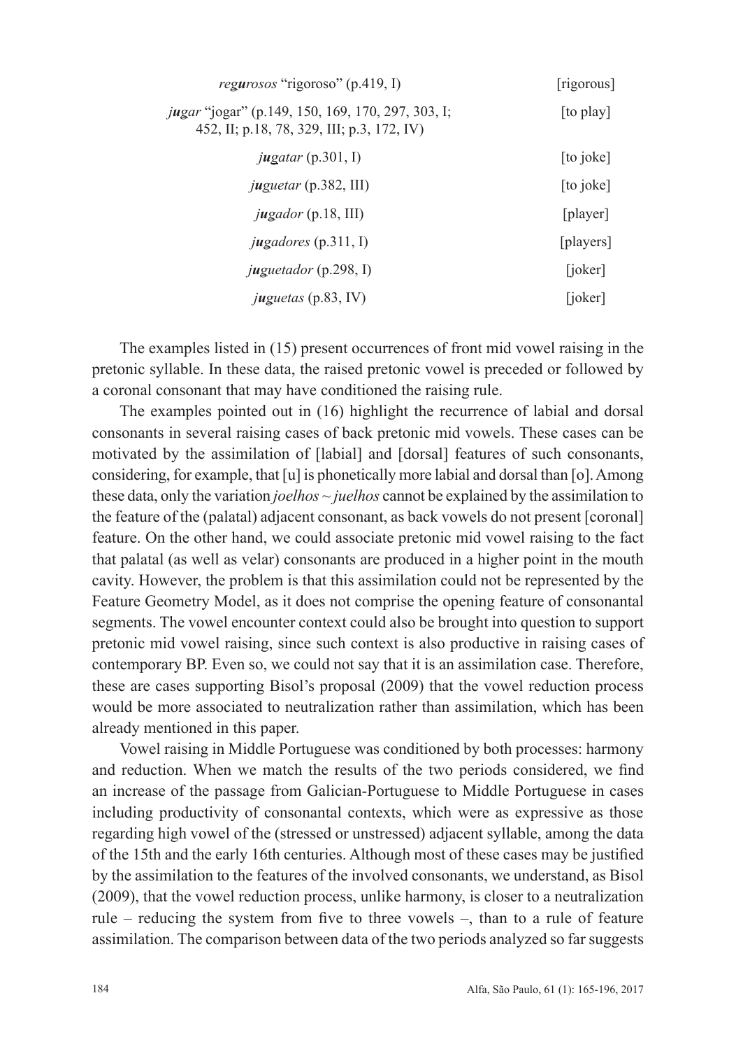| | |
|---|---|
| *re**gu**rosos* "rigoroso" (p.419, I) | [rigorous] |
| ***ju**gar* "jogar" (p.149, 150, 169, 170, 297, 303, I; 452, II; p.18, 78, 329, III; p.3, 172, IV) | [to play] |
| ***ju**gatar* (p.301, I) | [to joke] |
| ***ju**guetar* (p.382, III) | [to joke] |
| ***ju**gador* (p.18, III) | [player] |
| ***ju**gadores* (p.311, I) | [players] |
| ***ju**guetador* (p.298, I) | [joker] |
| ***ju**guetas* (p.83, IV) | [joker] |

The examples listed in (15) present occurrences of front mid vowel raising in the pretonic syllable. In these data, the raised pretonic vowel is preceded or followed by a coronal consonant that may have conditioned the raising rule.

The examples pointed out in (16) highlight the recurrence of labial and dorsal consonants in several raising cases of back pretonic mid vowels. These cases can be motivated by the assimilation of [labial] and [dorsal] features of such consonants, considering, for example, that [u] is phonetically more labial and dorsal than [o]. Among these data, only the variation *joelhos* ~ *juelhos* cannot be explained by the assimilation to the feature of the (palatal) adjacent consonant, as back vowels do not present [coronal] feature. On the other hand, we could associate pretonic mid vowel raising to the fact that palatal (as well as velar) consonants are produced in a higher point in the mouth cavity. However, the problem is that this assimilation could not be represented by the Feature Geometry Model, as it does not comprise the opening feature of consonantal segments. The vowel encounter context could also be brought into question to support pretonic mid vowel raising, since such context is also productive in raising cases of contemporary BP. Even so, we could not say that it is an assimilation case. Therefore, these are cases supporting Bisol's proposal (2009) that the vowel reduction process would be more associated to neutralization rather than assimilation, which has been already mentioned in this paper.

Vowel raising in Middle Portuguese was conditioned by both processes: harmony and reduction. When we match the results of the two periods considered, we find an increase of the passage from Galician-Portuguese to Middle Portuguese in cases including productivity of consonantal contexts, which were as expressive as those regarding high vowel of the (stressed or unstressed) adjacent syllable, among the data of the 15th and the early 16th centuries. Although most of these cases may be justified by the assimilation to the features of the involved consonants, we understand, as Bisol (2009), that the vowel reduction process, unlike harmony, is closer to a neutralization rule – reducing the system from five to three vowels –, than to a rule of feature assimilation. The comparison between data of the two periods analyzed so far suggests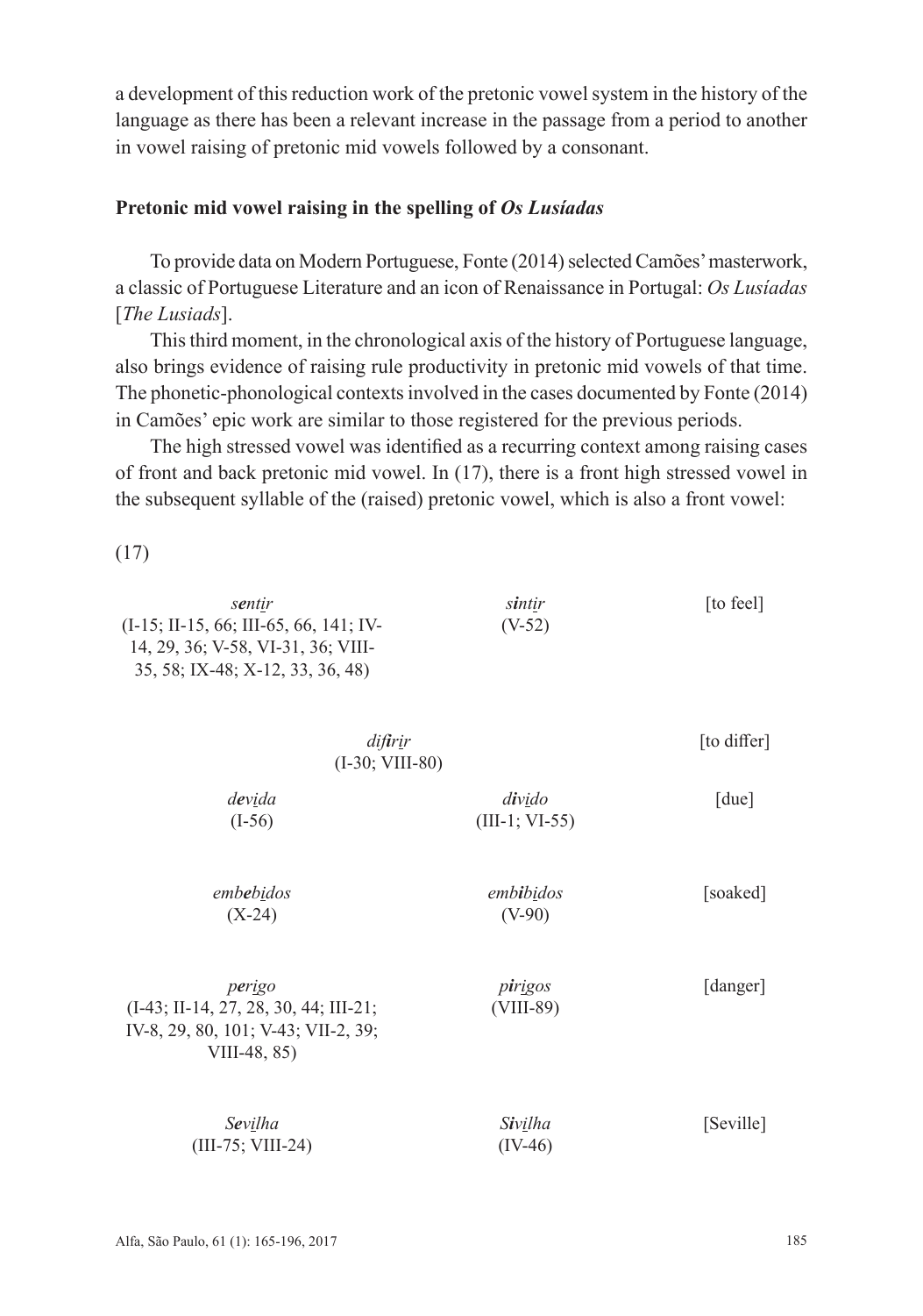a development of this reduction work of the pretonic vowel system in the history of the language as there has been a relevant increase in the passage from a period to another in vowel raising of pretonic mid vowels followed by a consonant.

**Pretonic mid vowel raising in the spelling of *Os Lusíadas***

To provide data on Modern Portuguese, Fonte (2014) selected Camões' masterwork, a classic of Portuguese Literature and an icon of Renaissance in Portugal: *Os Lusíadas* [*The Lusiads*].

This third moment, in the chronological axis of the history of Portuguese language, also brings evidence of raising rule productivity in pretonic mid vowels of that time. The phonetic-phonological contexts involved in the cases documented by Fonte (2014) in Camões' epic work are similar to those registered for the previous periods.

The high stressed vowel was identified as a recurring context among raising cases of front and back pretonic mid vowel. In (17), there is a front high stressed vowel in the subsequent syllable of the (raised) pretonic vowel, which is also a front vowel:

(17)

| | | |
|---|---|---|
| ***se**nt**i**r* (I-15; II-15, 66; III-65, 66, 141; IV-14, 29, 36; V-58, VI-31, 36; VIII-35, 58; IX-48; X-12, 33, 36, 48) | ***si**nt**i**r* (V-52) | [to feel] |
| *dif**i**r**i**r* (I-30; VIII-80) | | [to differ] |
| *d**e**v**i**da* (I-56) | *d**i**v**i**do* (III-1; VI-55) | [due] |
| *emb**e**b**i**dos* (X-24) | *emb**i**b**i**dos* (V-90) | [soaked] |
| *p**e**r**i**go* (I-43; II-14, 27, 28, 30, 44; III-21; IV-8, 29, 80, 101; V-43; VII-2, 39; VIII-48, 85) | *p**i**r**i**gos* (VIII-89) | [danger] |
| ***Se**v**i**lha* (III-75; VIII-24) | ***Si**v**i**lha* (IV-46) | [Seville] |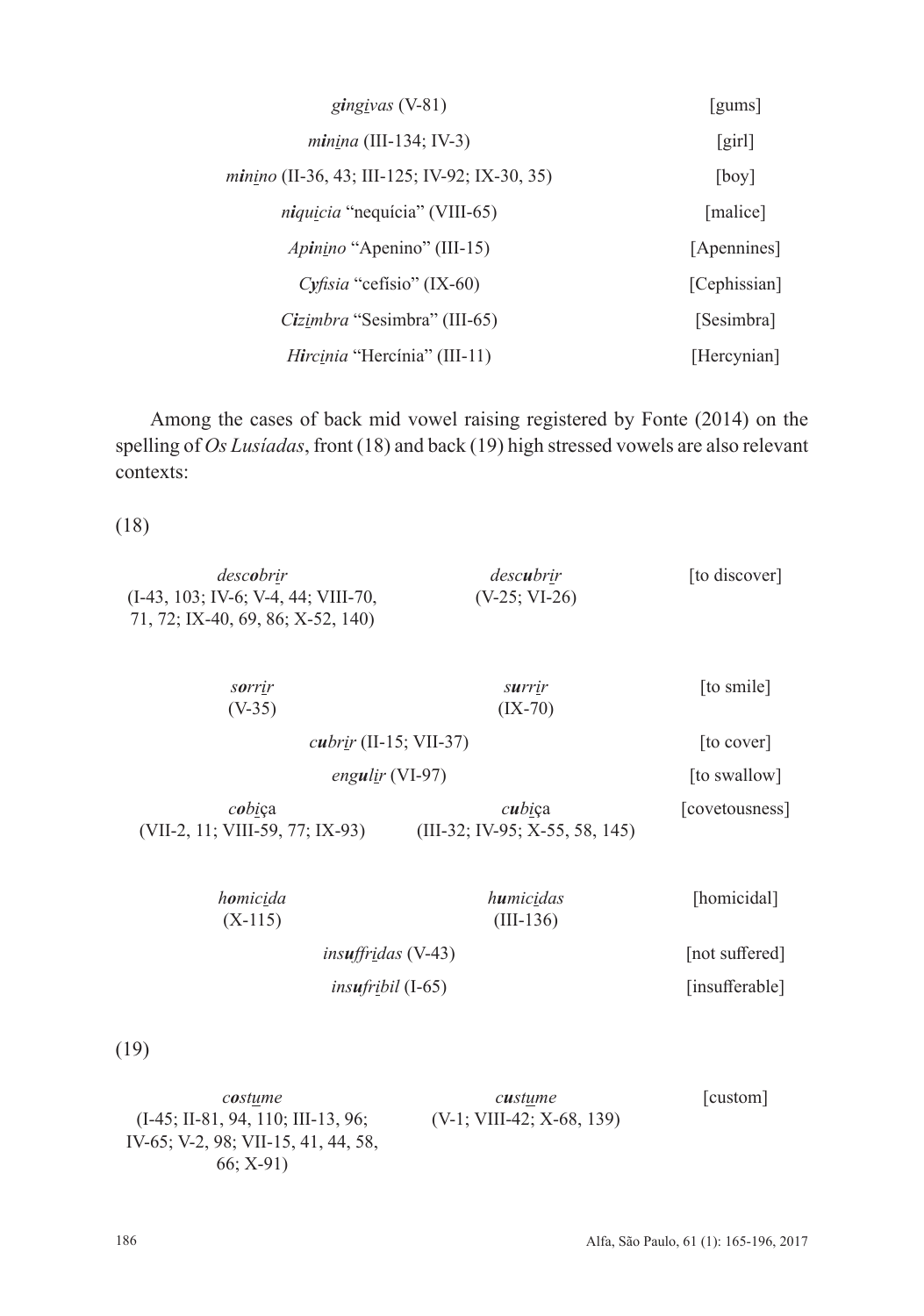| | |
|---|---|
| ***g**ing**i**vas* (V-81) | [gums] |
| ***m**in**i**na* (III-134; IV-3) | [girl] |
| ***m**in**i**no* (II-36, 43; III-125; IV-92; IX-30, 35) | [boy] |
| ***n**iqu**i**cia* "nequícia" (VIII-65) | [malice] |
| *Ap**i**n**i**no* "Apenino" (III-15) | [Apennines] |
| *Cyf**i**sia* "cefísio" (IX-60) | [Cephissian] |
| *C**i**z**i**mbra* "Sesimbra" (III-65) | [Sesimbra] |
| *H**i**rc**i**nia* "Hercínia" (III-11) | [Hercynian] |

Among the cases of back mid vowel raising registered by Fonte (2014) on the spelling of *Os Lusíadas*, front (18) and back (19) high stressed vowels are also relevant contexts:

(18)

| | | |
|---|---|---|
| *desc**o**br**i**r* (I-43, 103; IV-6; V-4, 44; VIII-70, 71, 72; IX-40, 69, 86; X-52, 140) | *desc**u**br**i**r* (V-25; VI-26) | [to discover] |
| *s**o**rr**i**r* (V-35) | *s**u**rr**i**r* (IX-70) | [to smile] |
| *c**u**br**i**r* (II-15; VII-37) | | [to cover] |
| *eng**u**l**i**r* (VI-97) | | [to swallow] |
| *c**o**b**i**ça* (VII-2, 11; VIII-59, 77; IX-93) | *c**u**b**i**ça* (III-32; IV-95; X-55, 58, 145) | [covetousness] |
| *h**o**mic**i**da* (X-115) | *h**u**mic**i**das* (III-136) | [homicidal] |
| *ins**u**ffr**i**das* (V-43) | | [not suffered] |
| *ins**u**fr**i**bil* (I-65) | | [insufferable] |

(19)

| | | |
|---|---|---|
| *c**o**st**u**me* (I-45; II-81, 94, 110; III-13, 96; IV-65; V-2, 98; VII-15, 41, 44, 58, 66; X-91) | *c**u**st**u**me* (V-1; VIII-42; X-68, 139) | [custom] |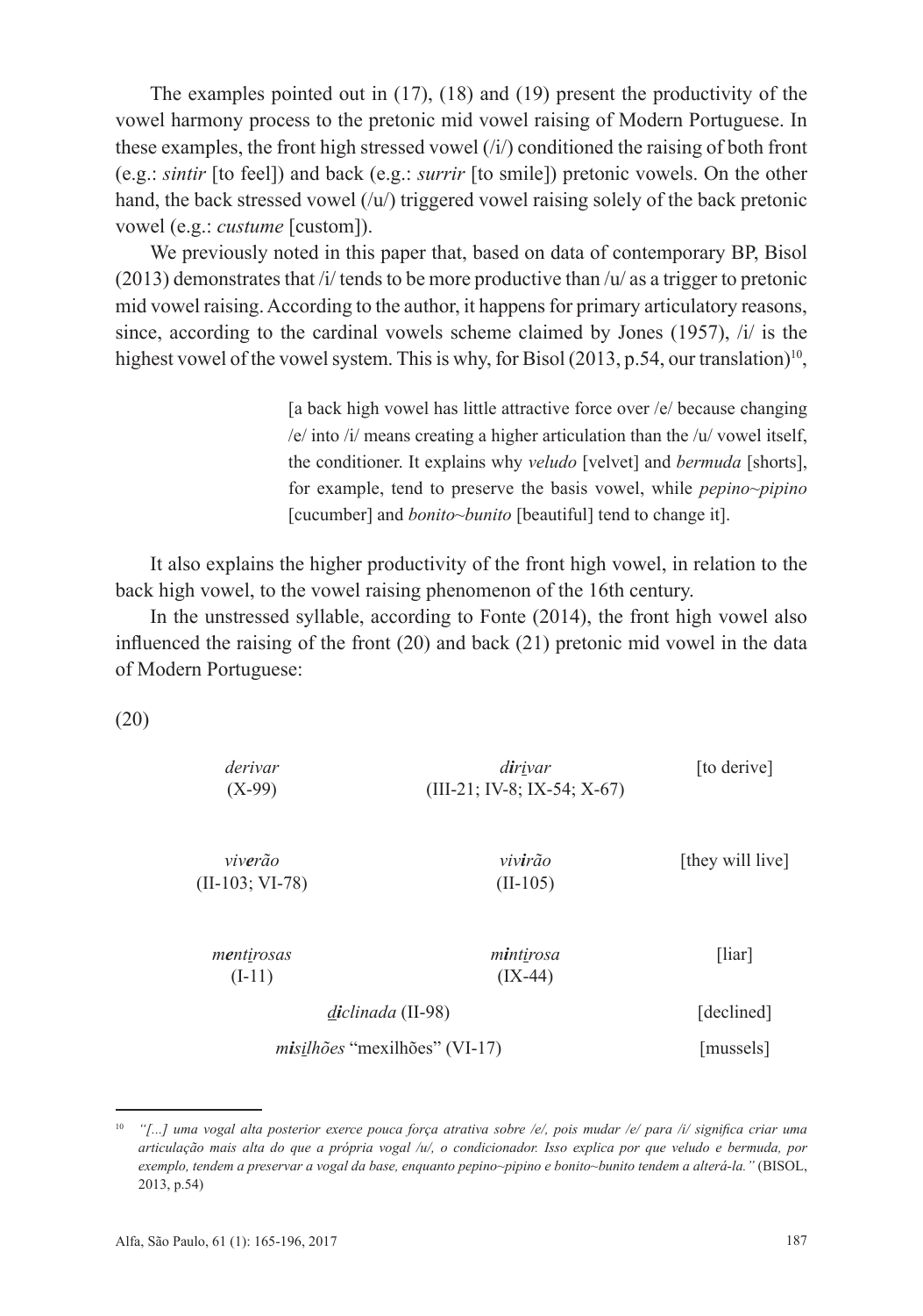The examples pointed out in (17), (18) and (19) present the productivity of the vowel harmony process to the pretonic mid vowel raising of Modern Portuguese. In these examples, the front high stressed vowel (/i/) conditioned the raising of both front (e.g.: *sintir* [to feel]) and back (e.g.: *surrir* [to smile]) pretonic vowels. On the other hand, the back stressed vowel (/u/) triggered vowel raising solely of the back pretonic vowel (e.g.: *custume* [custom]).

We previously noted in this paper that, based on data of contemporary BP, Bisol (2013) demonstrates that /i/ tends to be more productive than /u/ as a trigger to pretonic mid vowel raising. According to the author, it happens for primary articulatory reasons, since, according to the cardinal vowels scheme claimed by Jones (1957), /i/ is the highest vowel of the vowel system. This is why, for Bisol (2013, p.54, our translation)[10],

> [a back high vowel has little attractive force over /e/ because changing /e/ into /i/ means creating a higher articulation than the /u/ vowel itself, the conditioner. It explains why *veludo* [velvet] and *bermuda* [shorts], for example, tend to preserve the basis vowel, while *pepino~pipino* [cucumber] and *bonito~bunito* [beautiful] tend to change it].

It also explains the higher productivity of the front high vowel, in relation to the back high vowel, to the vowel raising phenomenon of the 16th century.

In the unstressed syllable, according to Fonte (2014), the front high vowel also influenced the raising of the front (20) and back (21) pretonic mid vowel in the data of Modern Portuguese:

(20)

| | | |
|---|---|---|
| *derivar* (X-99) | *d**i**r**i**var* (III-21; IV-8; IX-54; X-67) | [to derive] |
| *viv**e**rão* (II-103; VI-78) | *viv**i**rão* (II-105) | [they will live] |
| *m**e**nt**i**rosas* (I-11) | *m**i**nt**i**rosa* (IX-44) | [liar] |
| *d**i**clinada* (II-98) | | [declined] |
| *m**i**s**i**lhões* "mexilhões" (VI-17) | | [mussels] |

[10] *"[...] uma vogal alta posterior exerce pouca força atrativa sobre /e/, pois mudar /e/ para /i/ significa criar uma articulação mais alta do que a própria vogal /u/, o condicionador. Isso explica por que veludo e bermuda, por exemplo, tendem a preservar a vogal da base, enquanto pepino~pipino e bonito~bunito tendem a alterá-la."* (BISOL, 2013, p.54)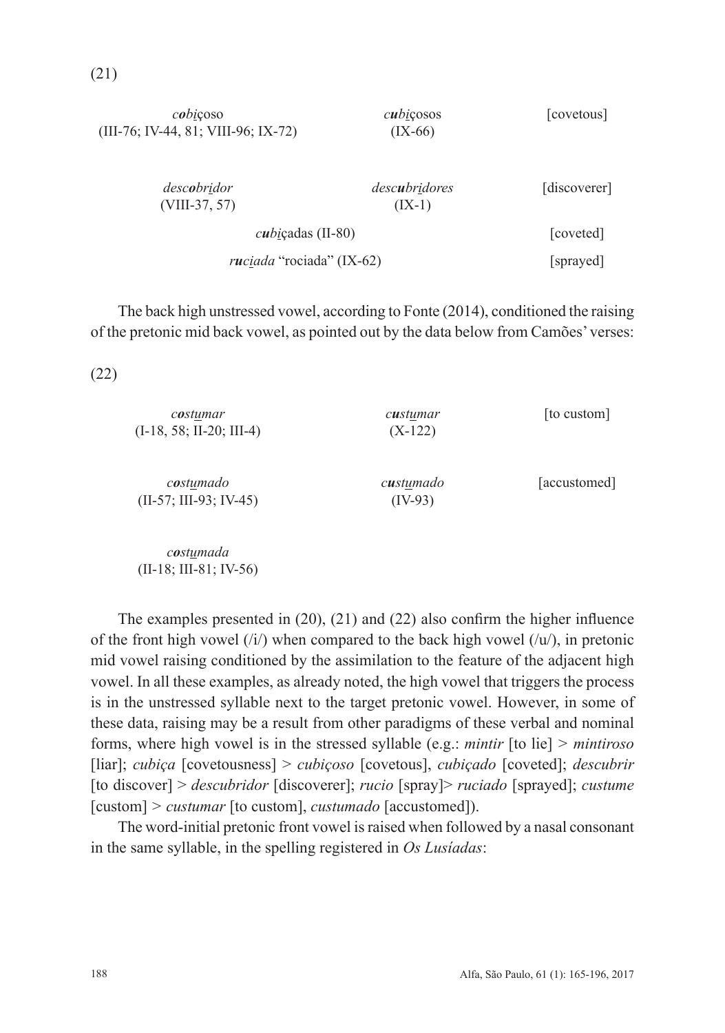(21)

| | | |
|---|---|---|
| ***co**bi̲çoso* (III-76; IV-44, 81; VIII-96; IX-72) | ***cu**bi̲çosos* (IX-66) | [covetous] |
| *desc**o**bri̲dor* (VIII-37, 57) | *desc**u**bri̲dores* (IX-1) | [discoverer] |
| ***cu**bi̲çadas* (II-80) | | [coveted] |
| ***ru**ci̲ada* "rociada" (IX-62) | | [sprayed] |

The back high unstressed vowel, according to Fonte (2014), conditioned the raising of the pretonic mid back vowel, as pointed out by the data below from Camões' verses:

(22)

| | | |
|---|---|---|
| ***co**stu̲mar* (I-18, 58; II-20; III-4) | ***cu**stu̲mar* (X-122) | [to custom] |
| ***co**stu̲mado* (II-57; III-93; IV-45) | ***cu**stu̲mado* (IV-93) | [accustomed] |
| ***co**stu̲mada* (II-18; III-81; IV-56) | | |

The examples presented in (20), (21) and (22) also confirm the higher influence of the front high vowel (/i/) when compared to the back high vowel (/u/), in pretonic mid vowel raising conditioned by the assimilation to the feature of the adjacent high vowel. In all these examples, as already noted, the high vowel that triggers the process is in the unstressed syllable next to the target pretonic vowel. However, in some of these data, raising may be a result from other paradigms of these verbal and nominal forms, where high vowel is in the stressed syllable (e.g.: *mintir* [to lie] > *mintiroso* [liar]; *cubiça* [covetousness] > *cubiçoso* [covetous], *cubiçado* [coveted]; *descubrir* [to discover] > *descubridor* [discoverer]; *rucio* [spray]> *ruciado* [sprayed]; *custume* [custom] > *custumar* [to custom], *custumado* [accustomed]).

The word-initial pretonic front vowel is raised when followed by a nasal consonant in the same syllable, in the spelling registered in *Os Lusíadas*: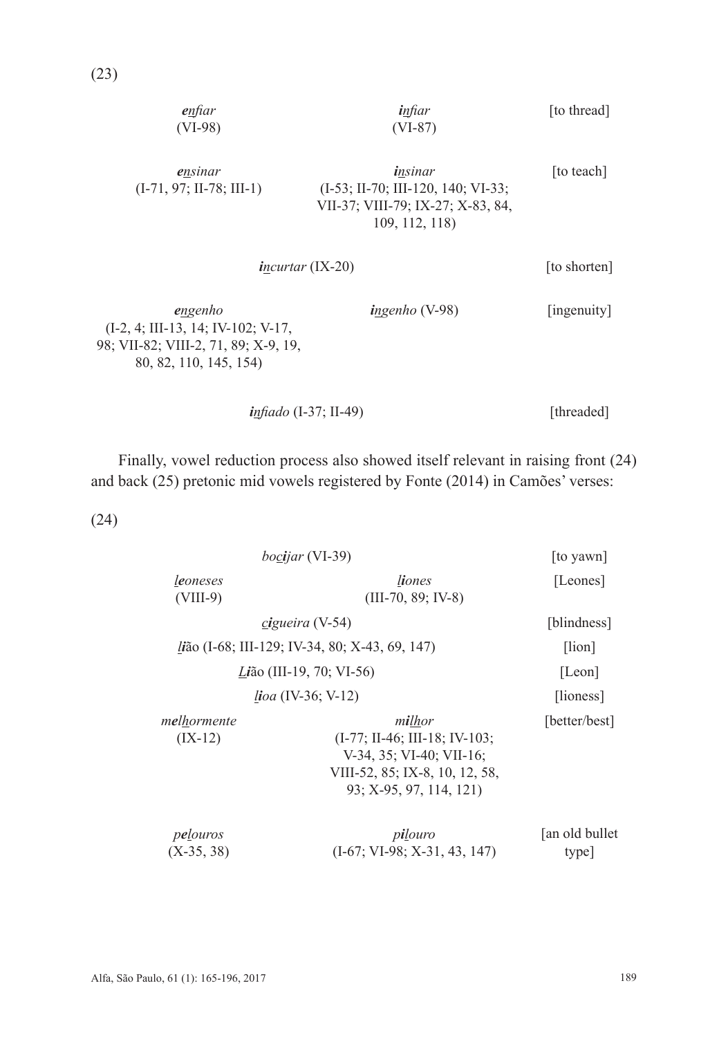(23)

| | | |
|---|---|---|
| ***e**nfiar* (VI-98) | ***i**nfiar* (VI-87) | [to thread] |
| ***e**<u>n</u>sinar* (I-71, 97; II-78; III-1) | ***i**<u>n</u>sinar* (I-53; II-70; III-120, 140; VI-33; VII-37; VIII-79; IX-27; X-83, 84, 109, 112, 118) | [to teach] |
| | ***i**<u>n</u>curtar* (IX-20) | [to shorten] |
| ***e**<u>n</u>genho* (I-2, 4; III-13, 14; IV-102; V-17, 98; VII-82; VIII-2, 71, 89; X-9, 19, 80, 82, 110, 145, 154) | ***i**<u>n</u>genho* (V-98) | [ingenuity] |
| | ***i**nfiado* (I-37; II-49) | [threaded] |

Finally, vowel reduction process also showed itself relevant in raising front (24) and back (25) pretonic mid vowels registered by Fonte (2014) in Camões' verses:

(24)

| | | |
|---|---|---|
| | *bo<u>c</u>**i**jar* (VI-39) | [to yawn] |
| *<u>l</u>**e**oneses* (VIII-9) | *<u>l</u>**i**ones* (III-70, 89; IV-8) | [Leones] |
| | *<u>c</u>**i**gueira* (V-54) | [blindness] |
| | *<u>l</u>**i**ão* (I-68; III-129; IV-34, 80; X-43, 69, 147) | [lion] |
| | *<u>L</u>**i**ão* (III-19, 70; VI-56) | [Leon] |
| | *<u>l</u>**i**oa* (IV-36; V-12) | [lioness] |
| *m**e**<u>lh</u>ormente* (IX-12) | *m**i**<u>lh</u>or* (I-77; II-46; III-18; IV-103; V-34, 35; VI-40; VII-16; VIII-52, 85; IX-8, 10, 12, 58, 93; X-95, 97, 114, 121) | [better/best] |
| *p**e**<u>l</u>ouros* (X-35, 38) | *p**i**<u>l</u>ouro* (I-67; VI-98; X-31, 43, 147) | [an old bullet type] |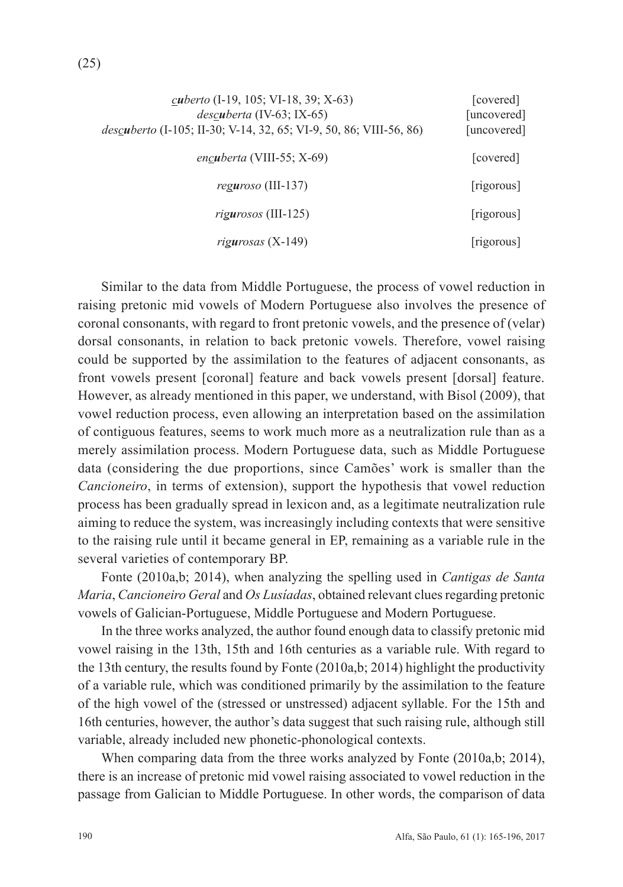(25)

| | |
|---|---|
| ***cu**berto* (I-19, 105; VI-18, 39; X-63) | [covered] |
| *des**cu**berta* (IV-63; IX-65) | [uncovered] |
| *des**cu**berto* (I-105; II-30; V-14, 32, 65; VI-9, 50, 86; VIII-56, 86) | [uncovered] |
| *en**cu**berta* (VIII-55; X-69) | [covered] |
| *reg**u**roso* (III-137) | [rigorous] |
| *rig**u**rosos* (III-125) | [rigorous] |
| *rig**u**rosas* (X-149) | [rigorous] |

Similar to the data from Middle Portuguese, the process of vowel reduction in raising pretonic mid vowels of Modern Portuguese also involves the presence of coronal consonants, with regard to front pretonic vowels, and the presence of (velar) dorsal consonants, in relation to back pretonic vowels. Therefore, vowel raising could be supported by the assimilation to the features of adjacent consonants, as front vowels present [coronal] feature and back vowels present [dorsal] feature. However, as already mentioned in this paper, we understand, with Bisol (2009), that vowel reduction process, even allowing an interpretation based on the assimilation of contiguous features, seems to work much more as a neutralization rule than as a merely assimilation process. Modern Portuguese data, such as Middle Portuguese data (considering the due proportions, since Camões' work is smaller than the *Cancioneiro*, in terms of extension), support the hypothesis that vowel reduction process has been gradually spread in lexicon and, as a legitimate neutralization rule aiming to reduce the system, was increasingly including contexts that were sensitive to the raising rule until it became general in EP, remaining as a variable rule in the several varieties of contemporary BP.

Fonte (2010a,b; 2014), when analyzing the spelling used in *Cantigas de Santa Maria*, *Cancioneiro Geral* and *Os Lusíadas*, obtained relevant clues regarding pretonic vowels of Galician-Portuguese, Middle Portuguese and Modern Portuguese.

In the three works analyzed, the author found enough data to classify pretonic mid vowel raising in the 13th, 15th and 16th centuries as a variable rule. With regard to the 13th century, the results found by Fonte (2010a,b; 2014) highlight the productivity of a variable rule, which was conditioned primarily by the assimilation to the feature of the high vowel of the (stressed or unstressed) adjacent syllable. For the 15th and 16th centuries, however, the author's data suggest that such raising rule, although still variable, already included new phonetic-phonological contexts.

When comparing data from the three works analyzed by Fonte (2010a,b; 2014), there is an increase of pretonic mid vowel raising associated to vowel reduction in the passage from Galician to Middle Portuguese. In other words, the comparison of data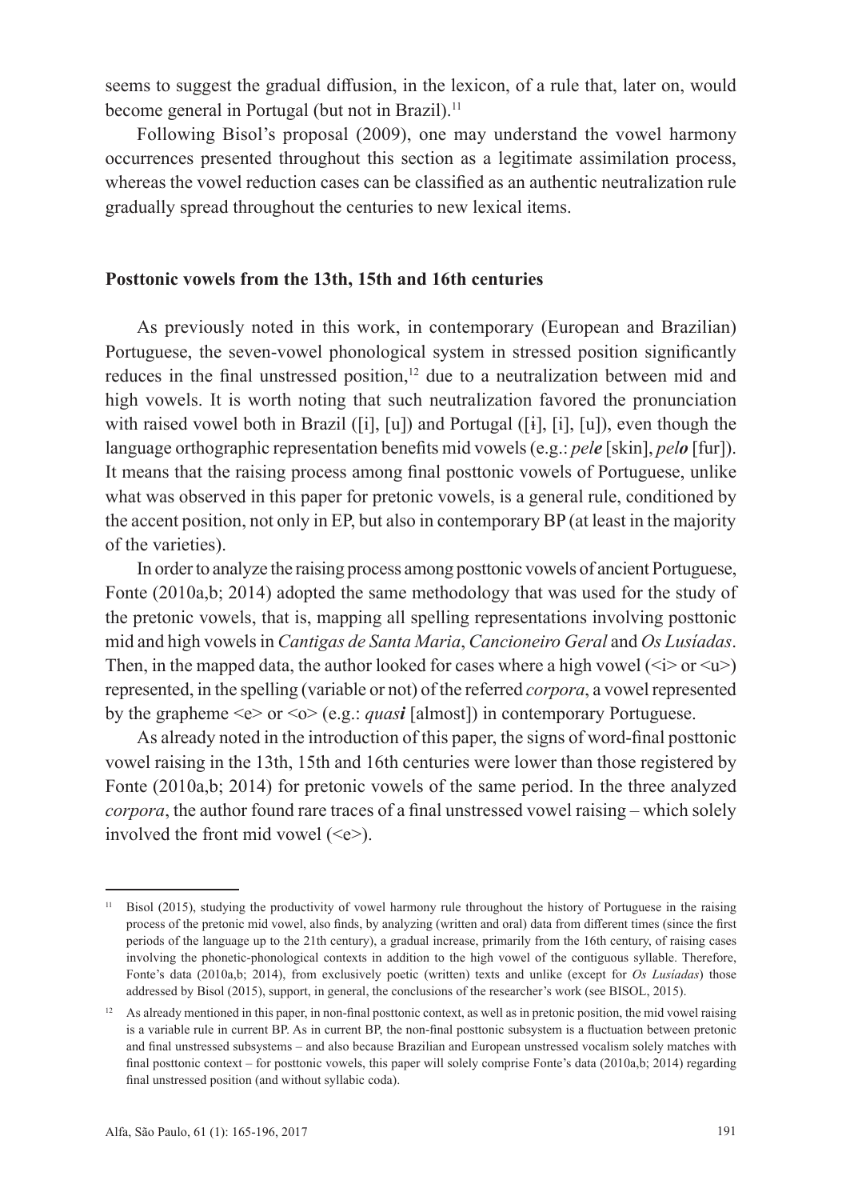seems to suggest the gradual diffusion, in the lexicon, of a rule that, later on, would become general in Portugal (but not in Brazil).[11]

Following Bisol's proposal (2009), one may understand the vowel harmony occurrences presented throughout this section as a legitimate assimilation process, whereas the vowel reduction cases can be classified as an authentic neutralization rule gradually spread throughout the centuries to new lexical items.

## Posttonic vowels from the 13th, 15th and 16th centuries

As previously noted in this work, in contemporary (European and Brazilian) Portuguese, the seven-vowel phonological system in stressed position significantly reduces in the final unstressed position,[12] due to a neutralization between mid and high vowels. It is worth noting that such neutralization favored the pronunciation with raised vowel both in Brazil ([i], [u]) and Portugal ([ɨ], [i], [u]), even though the language orthographic representation benefits mid vowels (e.g.: *pel**e*** [skin], *pel**o*** [fur]). It means that the raising process among final posttonic vowels of Portuguese, unlike what was observed in this paper for pretonic vowels, is a general rule, conditioned by the accent position, not only in EP, but also in contemporary BP (at least in the majority of the varieties).

In order to analyze the raising process among posttonic vowels of ancient Portuguese, Fonte (2010a,b; 2014) adopted the same methodology that was used for the study of the pretonic vowels, that is, mapping all spelling representations involving posttonic mid and high vowels in *Cantigas de Santa Maria*, *Cancioneiro Geral* and *Os Lusíadas*. Then, in the mapped data, the author looked for cases where a high vowel (<i> or <u>) represented, in the spelling (variable or not) of the referred *corpora*, a vowel represented by the grapheme <e> or <o> (e.g.: *quas**i*** [almost]) in contemporary Portuguese.

As already noted in the introduction of this paper, the signs of word-final posttonic vowel raising in the 13th, 15th and 16th centuries were lower than those registered by Fonte (2010a,b; 2014) for pretonic vowels of the same period. In the three analyzed *corpora*, the author found rare traces of a final unstressed vowel raising – which solely involved the front mid vowel (<e>).

---

[11] Bisol (2015), studying the productivity of vowel harmony rule throughout the history of Portuguese in the raising process of the pretonic mid vowel, also finds, by analyzing (written and oral) data from different times (since the first periods of the language up to the 21th century), a gradual increase, primarily from the 16th century, of raising cases involving the phonetic-phonological contexts in addition to the high vowel of the contiguous syllable. Therefore, Fonte's data (2010a,b; 2014), from exclusively poetic (written) texts and unlike (except for *Os Lusíadas*) those addressed by Bisol (2015), support, in general, the conclusions of the researcher's work (see BISOL, 2015).

[12] As already mentioned in this paper, in non-final posttonic context, as well as in pretonic position, the mid vowel raising is a variable rule in current BP. As in current BP, the non-final posttonic subsystem is a fluctuation between pretonic and final unstressed subsystems – and also because Brazilian and European unstressed vocalism solely matches with final posttonic context – for posttonic vowels, this paper will solely comprise Fonte's data (2010a,b; 2014) regarding final unstressed position (and without syllabic coda).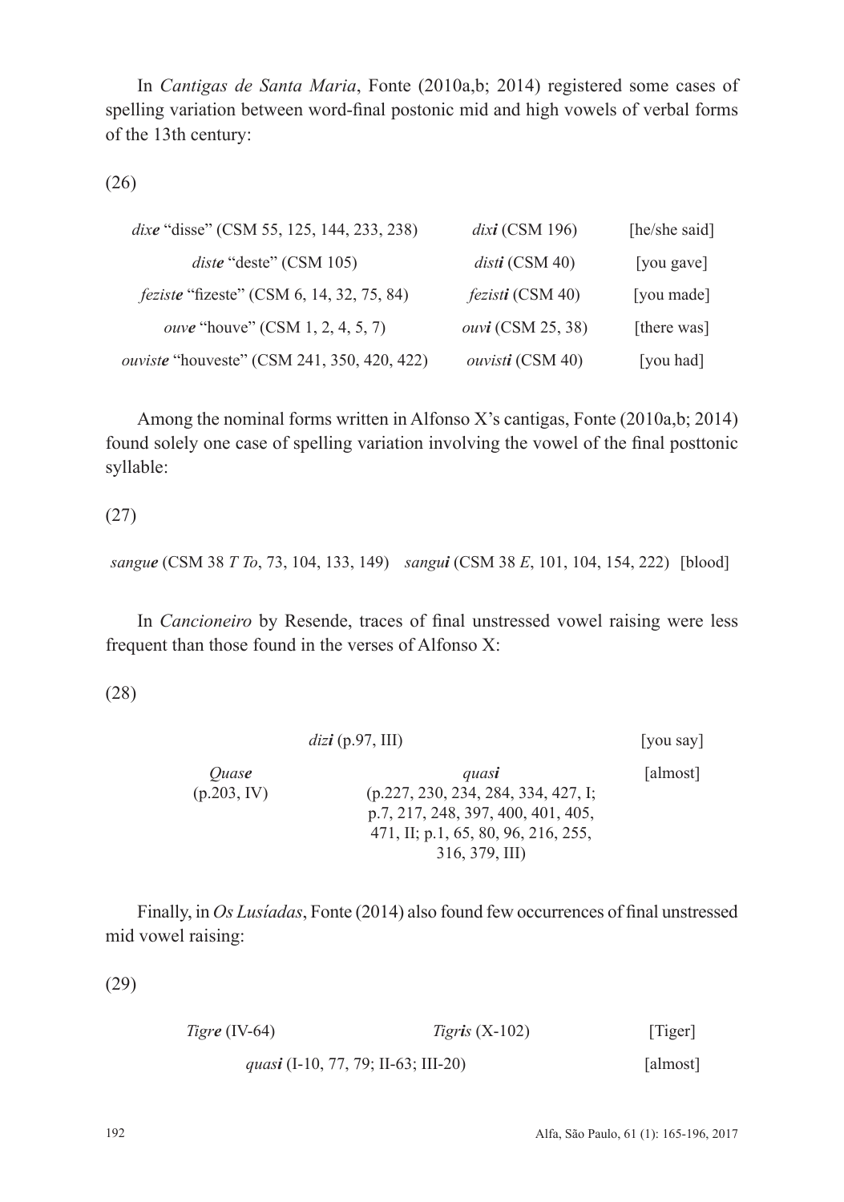In *Cantigas de Santa Maria*, Fonte (2010a,b; 2014) registered some cases of spelling variation between word-final postonic mid and high vowels of verbal forms of the 13th century:

(26)

| | | |
|---|---|---|
| *dix**e*** "disse" (CSM 55, 125, 144, 233, 238) | *dix**i*** (CSM 196) | [he/she said] |
| *dist**e*** "deste" (CSM 105) | *dist**i*** (CSM 40) | [you gave] |
| *fezist**e*** "fizeste" (CSM 6, 14, 32, 75, 84) | *fezist**i*** (CSM 40) | [you made] |
| *ouv**e*** "houve" (CSM 1, 2, 4, 5, 7) | *ouv**i*** (CSM 25, 38) | [there was] |
| *ouvist**e*** "houveste" (CSM 241, 350, 420, 422) | *ouvist**i*** (CSM 40) | [you had] |

Among the nominal forms written in Alfonso X's cantigas, Fonte (2010a,b; 2014) found solely one case of spelling variation involving the vowel of the final posttonic syllable:

(27)

*sangu**e*** (CSM 38 *T To*, 73, 104, 133, 149) *sangu**i*** (CSM 38 *E*, 101, 104, 154, 222) [blood]

In *Cancioneiro* by Resende, traces of final unstressed vowel raising were less frequent than those found in the verses of Alfonso X:

(28)

| | | |
|---|---|---|
| | *diz**i*** (p.97, III) | [you say] |
| *Quas**e*** (p.203, IV) | *quas**i*** (p.227, 230, 234, 284, 334, 427, I; p.7, 217, 248, 397, 400, 401, 405, 471, II; p.1, 65, 80, 96, 216, 255, 316, 379, III) | [almost] |

Finally, in *Os Lusíadas*, Fonte (2014) also found few occurrences of final unstressed mid vowel raising:

(29)

| | | |
|---|---|---|
| *Tigr**e*** (IV-64) | *Tigr**is*** (X-102) | [Tiger] |
| | *quas**i*** (I-10, 77, 79; II-63; III-20) | [almost] |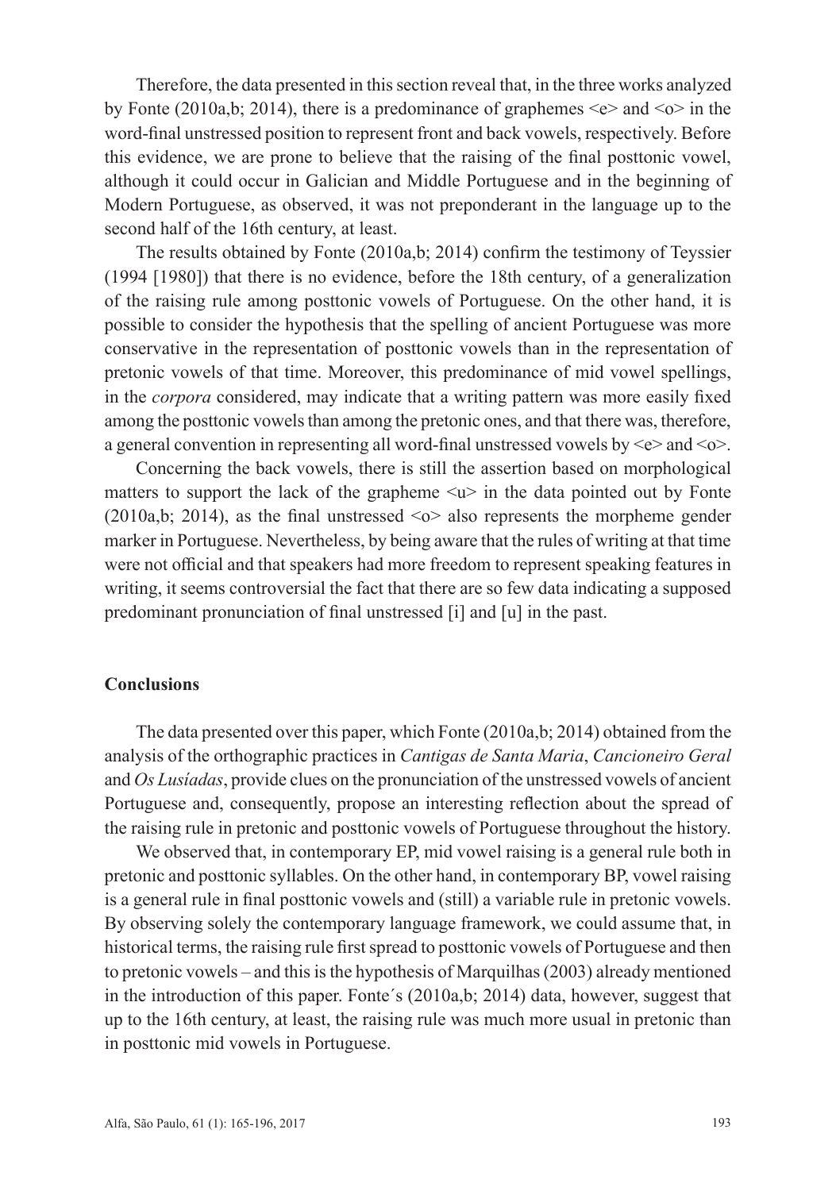Therefore, the data presented in this section reveal that, in the three works analyzed by Fonte (2010a,b; 2014), there is a predominance of graphemes <e> and <o> in the word-final unstressed position to represent front and back vowels, respectively. Before this evidence, we are prone to believe that the raising of the final posttonic vowel, although it could occur in Galician and Middle Portuguese and in the beginning of Modern Portuguese, as observed, it was not preponderant in the language up to the second half of the 16th century, at least.

The results obtained by Fonte (2010a,b; 2014) confirm the testimony of Teyssier (1994 [1980]) that there is no evidence, before the 18th century, of a generalization of the raising rule among posttonic vowels of Portuguese. On the other hand, it is possible to consider the hypothesis that the spelling of ancient Portuguese was more conservative in the representation of posttonic vowels than in the representation of pretonic vowels of that time. Moreover, this predominance of mid vowel spellings, in the *corpora* considered, may indicate that a writing pattern was more easily fixed among the posttonic vowels than among the pretonic ones, and that there was, therefore, a general convention in representing all word-final unstressed vowels by <e> and <o>.

Concerning the back vowels, there is still the assertion based on morphological matters to support the lack of the grapheme <u> in the data pointed out by Fonte (2010a,b; 2014), as the final unstressed <o> also represents the morpheme gender marker in Portuguese. Nevertheless, by being aware that the rules of writing at that time were not official and that speakers had more freedom to represent speaking features in writing, it seems controversial the fact that there are so few data indicating a supposed predominant pronunciation of final unstressed [i] and [u] in the past.

## Conclusions

The data presented over this paper, which Fonte (2010a,b; 2014) obtained from the analysis of the orthographic practices in *Cantigas de Santa Maria*, *Cancioneiro Geral* and *Os Lusíadas*, provide clues on the pronunciation of the unstressed vowels of ancient Portuguese and, consequently, propose an interesting reflection about the spread of the raising rule in pretonic and posttonic vowels of Portuguese throughout the history.

We observed that, in contemporary EP, mid vowel raising is a general rule both in pretonic and posttonic syllables. On the other hand, in contemporary BP, vowel raising is a general rule in final posttonic vowels and (still) a variable rule in pretonic vowels. By observing solely the contemporary language framework, we could assume that, in historical terms, the raising rule first spread to posttonic vowels of Portuguese and then to pretonic vowels – and this is the hypothesis of Marquilhas (2003) already mentioned in the introduction of this paper. Fonte´s (2010a,b; 2014) data, however, suggest that up to the 16th century, at least, the raising rule was much more usual in pretonic than in posttonic mid vowels in Portuguese.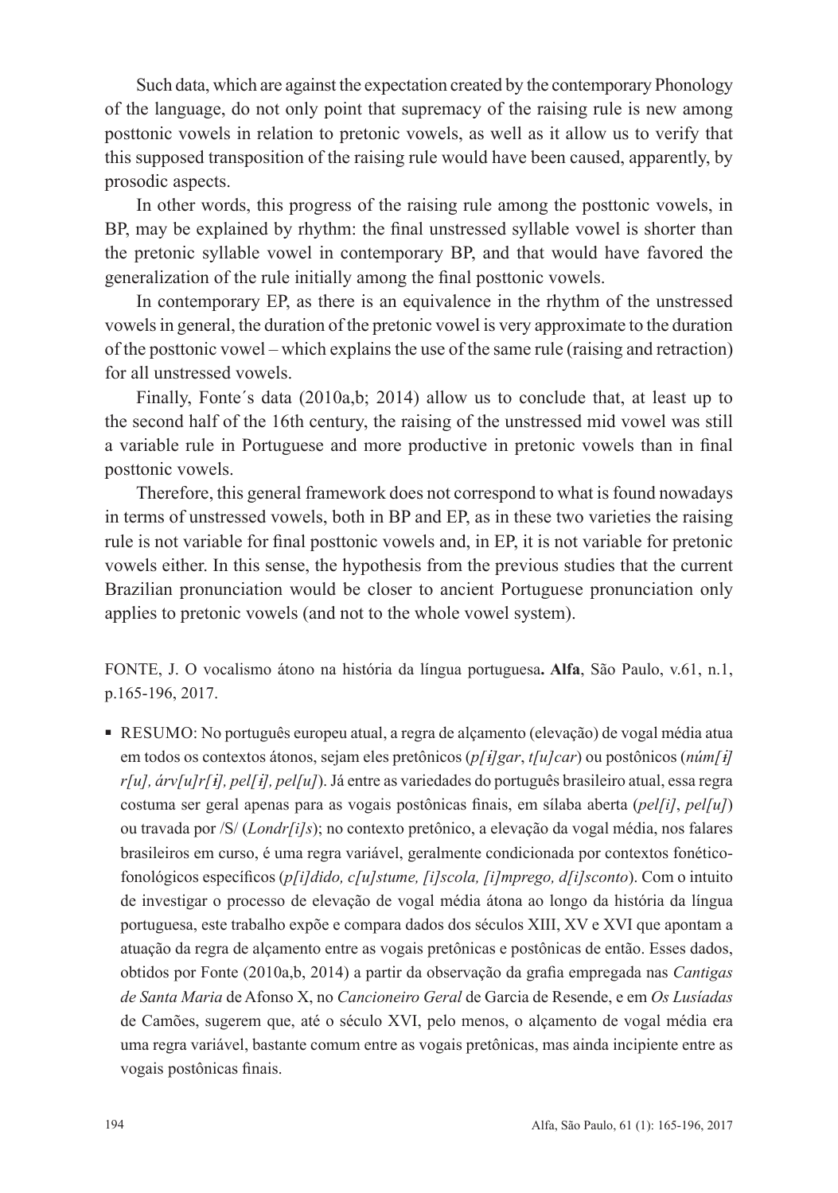Such data, which are against the expectation created by the contemporary Phonology of the language, do not only point that supremacy of the raising rule is new among posttonic vowels in relation to pretonic vowels, as well as it allow us to verify that this supposed transposition of the raising rule would have been caused, apparently, by prosodic aspects.

In other words, this progress of the raising rule among the posttonic vowels, in BP, may be explained by rhythm: the final unstressed syllable vowel is shorter than the pretonic syllable vowel in contemporary BP, and that would have favored the generalization of the rule initially among the final posttonic vowels.

In contemporary EP, as there is an equivalence in the rhythm of the unstressed vowels in general, the duration of the pretonic vowel is very approximate to the duration of the posttonic vowel – which explains the use of the same rule (raising and retraction) for all unstressed vowels.

Finally, Fonte´s data (2010a,b; 2014) allow us to conclude that, at least up to the second half of the 16th century, the raising of the unstressed mid vowel was still a variable rule in Portuguese and more productive in pretonic vowels than in final posttonic vowels.

Therefore, this general framework does not correspond to what is found nowadays in terms of unstressed vowels, both in BP and EP, as in these two varieties the raising rule is not variable for final posttonic vowels and, in EP, it is not variable for pretonic vowels either. In this sense, the hypothesis from the previous studies that the current Brazilian pronunciation would be closer to ancient Portuguese pronunciation only applies to pretonic vowels (and not to the whole vowel system).

FONTE, J. O vocalismo átono na história da língua portuguesa**. Alfa**, São Paulo, v.61, n.1, p.165-196, 2017.

- RESUMO: No português europeu atual, a regra de alçamento (elevação) de vogal média atua em todos os contextos átonos, sejam eles pretônicos (*p[ɨ]gar*, *t[u]car*) ou postônicos (*núm[ɨ] r[u], árv[u]r[ɨ], pel[ɨ], pel[u]*). Já entre as variedades do português brasileiro atual, essa regra costuma ser geral apenas para as vogais postônicas finais, em sílaba aberta (*pel[i]*, *pel[u]*) ou travada por /S/ (*Londr[i]s*); no contexto pretônico, a elevação da vogal média, nos falares brasileiros em curso, é uma regra variável, geralmente condicionada por contextos fonético-fonológicos específicos (*p[i]dido, c[u]stume, [i]scola, [i]mprego, d[i]sconto*). Com o intuito de investigar o processo de elevação de vogal média átona ao longo da história da língua portuguesa, este trabalho expõe e compara dados dos séculos XIII, XV e XVI que apontam a atuação da regra de alçamento entre as vogais pretônicas e postônicas de então. Esses dados, obtidos por Fonte (2010a,b, 2014) a partir da observação da grafia empregada nas *Cantigas de Santa Maria* de Afonso X, no *Cancioneiro Geral* de Garcia de Resende, e em *Os Lusíadas* de Camões, sugerem que, até o século XVI, pelo menos, o alçamento de vogal média era uma regra variável, bastante comum entre as vogais pretônicas, mas ainda incipiente entre as vogais postônicas finais.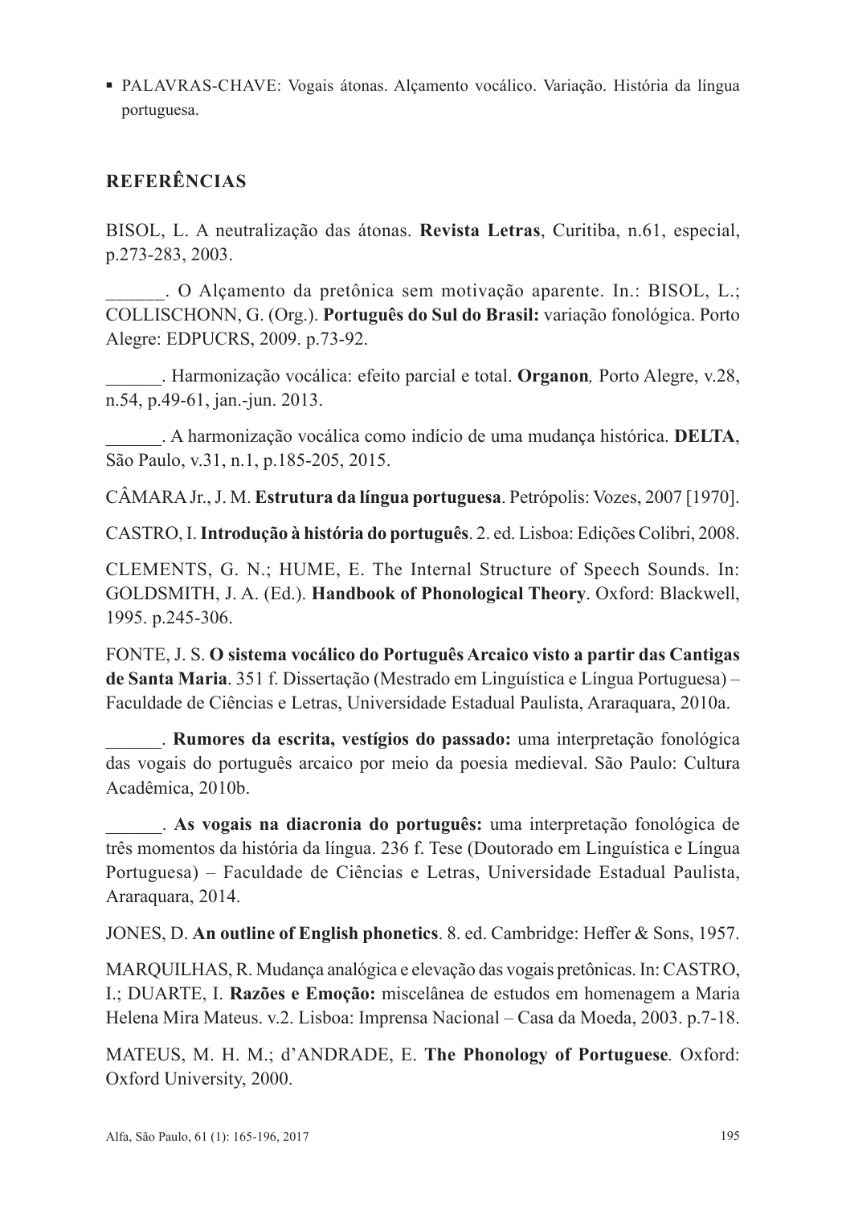- PALAVRAS-CHAVE: Vogais átonas. Alçamento vocálico. Variação. História da língua portuguesa.

## REFERÊNCIAS

BISOL, L. A neutralização das átonas. **Revista Letras**, Curitiba, n.61, especial, p.273-283, 2003.

______. O Alçamento da pretônica sem motivação aparente. In.: BISOL, L.; COLLISCHONN, G. (Org.). **Português do Sul do Brasil:** variação fonológica. Porto Alegre: EDPUCRS, 2009. p.73-92.

______. Harmonização vocálica: efeito parcial e total. **Organon***,* Porto Alegre, v.28, n.54, p.49-61, jan.-jun. 2013.

______. A harmonização vocálica como indício de uma mudança histórica. **DELTA**, São Paulo, v.31, n.1, p.185-205, 2015.

CÂMARA Jr., J. M. **Estrutura da língua portuguesa**. Petrópolis: Vozes, 2007 [1970].

CASTRO, I. **Introdução à história do português**. 2. ed. Lisboa: Edições Colibri, 2008.

CLEMENTS, G. N.; HUME, E. The Internal Structure of Speech Sounds. In: GOLDSMITH, J. A. (Ed.). **Handbook of Phonological Theory**. Oxford: Blackwell, 1995. p.245-306.

FONTE, J. S. **O sistema vocálico do Português Arcaico visto a partir das Cantigas de Santa Maria**. 351 f. Dissertação (Mestrado em Linguística e Língua Portuguesa) – Faculdade de Ciências e Letras, Universidade Estadual Paulista, Araraquara, 2010a.

______. **Rumores da escrita, vestígios do passado:** uma interpretação fonológica das vogais do português arcaico por meio da poesia medieval. São Paulo: Cultura Acadêmica, 2010b.

______. **As vogais na diacronia do português:** uma interpretação fonológica de três momentos da história da língua. 236 f. Tese (Doutorado em Linguística e Língua Portuguesa) – Faculdade de Ciências e Letras, Universidade Estadual Paulista, Araraquara, 2014.

JONES, D. **An outline of English phonetics**. 8. ed. Cambridge: Heffer & Sons, 1957.

MARQUILHAS, R. Mudança analógica e elevação das vogais pretônicas. In: CASTRO, I.; DUARTE, I. **Razões e Emoção:** miscelânea de estudos em homenagem a Maria Helena Mira Mateus. v.2. Lisboa: Imprensa Nacional – Casa da Moeda, 2003. p.7-18.

MATEUS, M. H. M.; d'ANDRADE, E. **The Phonology of Portuguese***.* Oxford: Oxford University, 2000.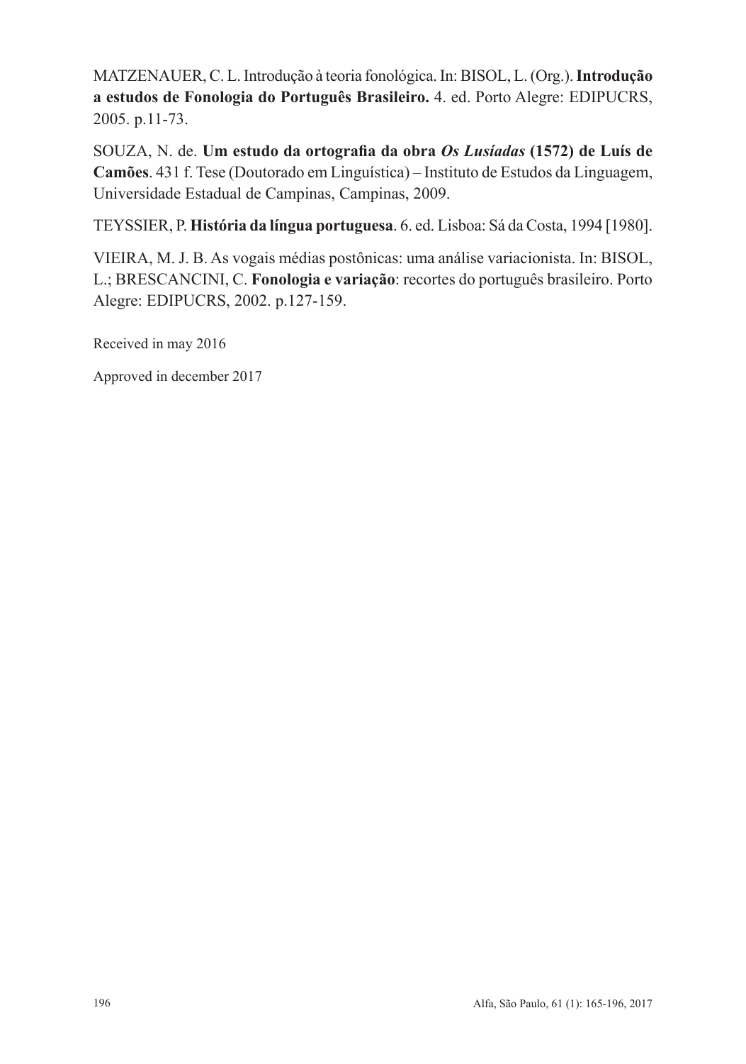MATZENAUER, C. L. Introdução à teoria fonológica. In: BISOL, L. (Org.). **Introdução a estudos de Fonologia do Português Brasileiro.** 4. ed. Porto Alegre: EDIPUCRS, 2005. p.11-73.

SOUZA, N. de. **Um estudo da ortografia da obra *Os Lusíadas* (1572) de Luís de Camões**. 431 f. Tese (Doutorado em Linguística) – Instituto de Estudos da Linguagem, Universidade Estadual de Campinas, Campinas, 2009.

TEYSSIER, P. **História da língua portuguesa**. 6. ed. Lisboa: Sá da Costa, 1994 [1980].

VIEIRA, M. J. B. As vogais médias postônicas: uma análise variacionista. In: BISOL, L.; BRESCANCINI, C. **Fonologia e variação**: recortes do português brasileiro. Porto Alegre: EDIPUCRS, 2002. p.127-159.

Received in may 2016

Approved in december 2017